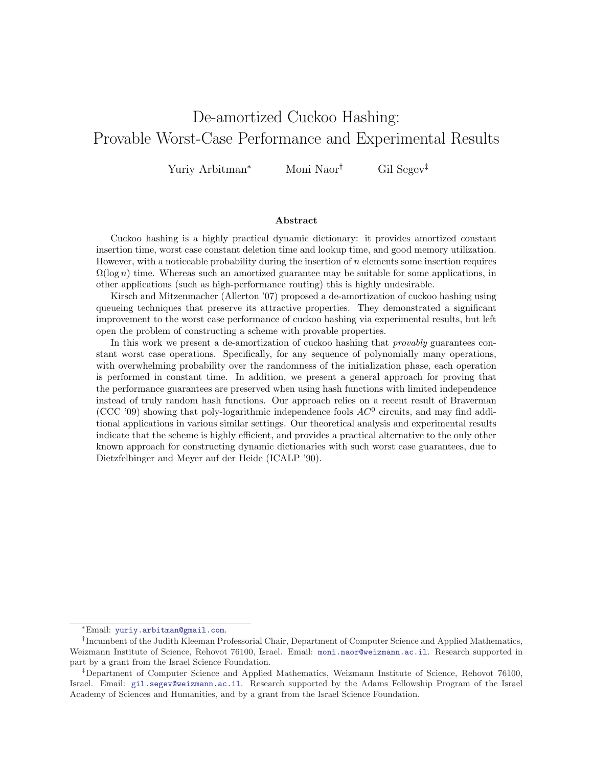# De-amortized Cuckoo Hashing: Provable Worst-Case Performance and Experimental Results

Yuriy Arbitman[*] Moni Naor[†] Gil Segev[‡]

## Abstract

Cuckoo hashing is a highly practical dynamic dictionary: it provides amortized constant insertion time, worst case constant deletion time and lookup time, and good memory utilization. However, with a noticeable probability during the insertion of $n$ elements some insertion requires $\Omega(\log n)$ time. Whereas such an amortized guarantee may be suitable for some applications, in other applications (such as high-performance routing) this is highly undesirable.

Kirsch and Mitzenmacher (Allerton '07) proposed a de-amortization of cuckoo hashing using queueing techniques that preserve its attractive properties. They demonstrated a significant improvement to the worst case performance of cuckoo hashing via experimental results, but left open the problem of constructing a scheme with provable properties.

In this work we present a de-amortization of cuckoo hashing that *provably* guarantees constant worst case operations. Specifically, for any sequence of polynomially many operations, with overwhelming probability over the randomness of the initialization phase, each operation is performed in constant time. In addition, we present a general approach for proving that the performance guarantees are preserved when using hash functions with limited independence instead of truly random hash functions. Our approach relies on a recent result of Braverman (CCC '09) showing that poly-logarithmic independence fools $AC^0$ circuits, and may find additional applications in various similar settings. Our theoretical analysis and experimental results indicate that the scheme is highly efficient, and provides a practical alternative to the only other known approach for constructing dynamic dictionaries with such worst case guarantees, due to Dietzfelbinger and Meyer auf der Heide (ICALP '90).

---

[*]Email: yuriy.arbitman@gmail.com.

[†]Incumbent of the Judith Kleeman Professorial Chair, Department of Computer Science and Applied Mathematics, Weizmann Institute of Science, Rehovot 76100, Israel. Email: moni.naor@weizmann.ac.il. Research supported in part by a grant from the Israel Science Foundation.

[‡]Department of Computer Science and Applied Mathematics, Weizmann Institute of Science, Rehovot 76100, Israel. Email: gil.segev@weizmann.ac.il. Research supported by the Adams Fellowship Program of the Israel Academy of Sciences and Humanities, and by a grant from the Israel Science Foundation.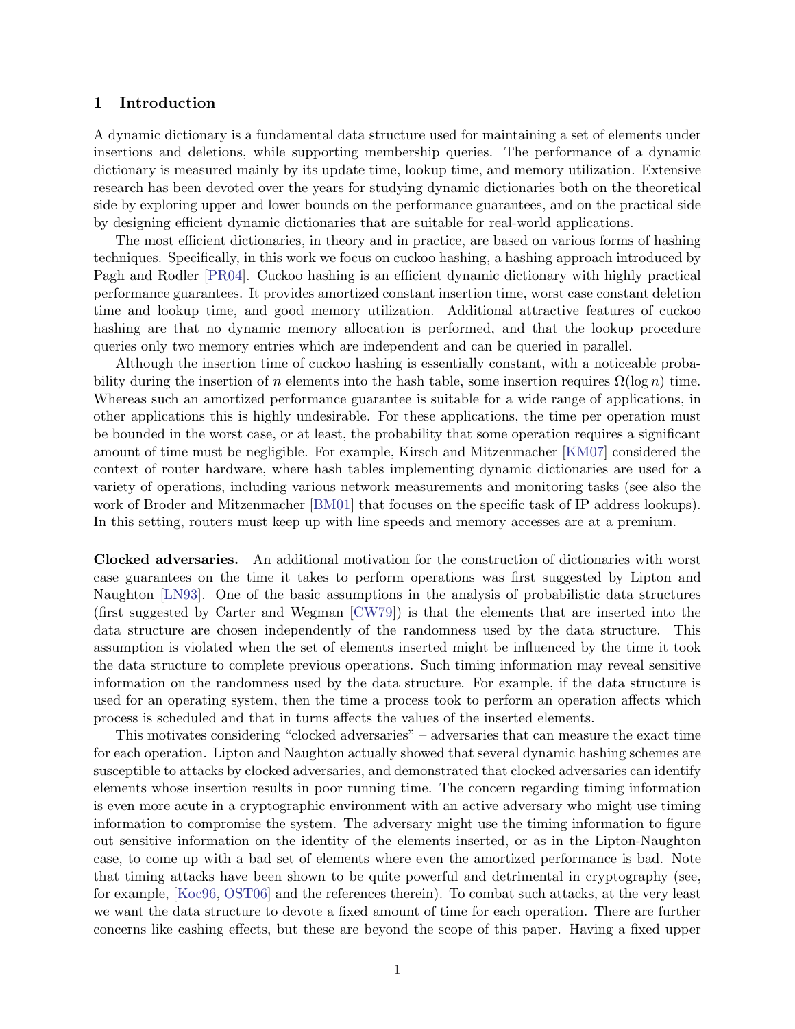# 1 Introduction

A dynamic dictionary is a fundamental data structure used for maintaining a set of elements under insertions and deletions, while supporting membership queries. The performance of a dynamic dictionary is measured mainly by its update time, lookup time, and memory utilization. Extensive research has been devoted over the years for studying dynamic dictionaries both on the theoretical side by exploring upper and lower bounds on the performance guarantees, and on the practical side by designing efficient dynamic dictionaries that are suitable for real-world applications.

The most efficient dictionaries, in theory and in practice, are based on various forms of hashing techniques. Specifically, in this work we focus on cuckoo hashing, a hashing approach introduced by Pagh and Rodler [PR04]. Cuckoo hashing is an efficient dynamic dictionary with highly practical performance guarantees. It provides amortized constant insertion time, worst case constant deletion time and lookup time, and good memory utilization. Additional attractive features of cuckoo hashing are that no dynamic memory allocation is performed, and that the lookup procedure queries only two memory entries which are independent and can be queried in parallel.

Although the insertion time of cuckoo hashing is essentially constant, with a noticeable probability during the insertion of $n$ elements into the hash table, some insertion requires $\Omega(\log n)$ time. Whereas such an amortized performance guarantee is suitable for a wide range of applications, in other applications this is highly undesirable. For these applications, the time per operation must be bounded in the worst case, or at least, the probability that some operation requires a significant amount of time must be negligible. For example, Kirsch and Mitzenmacher [KM07] considered the context of router hardware, where hash tables implementing dynamic dictionaries are used for a variety of operations, including various network measurements and monitoring tasks (see also the work of Broder and Mitzenmacher [BM01] that focuses on the specific task of IP address lookups). In this setting, routers must keep up with line speeds and memory accesses are at a premium.

**Clocked adversaries.** An additional motivation for the construction of dictionaries with worst case guarantees on the time it takes to perform operations was first suggested by Lipton and Naughton [LN93]. One of the basic assumptions in the analysis of probabilistic data structures (first suggested by Carter and Wegman [CW79]) is that the elements that are inserted into the data structure are chosen independently of the randomness used by the data structure. This assumption is violated when the set of elements inserted might be influenced by the time it took the data structure to complete previous operations. Such timing information may reveal sensitive information on the randomness used by the data structure. For example, if the data structure is used for an operating system, then the time a process took to perform an operation affects which process is scheduled and that in turns affects the values of the inserted elements.

This motivates considering "clocked adversaries" – adversaries that can measure the exact time for each operation. Lipton and Naughton actually showed that several dynamic hashing schemes are susceptible to attacks by clocked adversaries, and demonstrated that clocked adversaries can identify elements whose insertion results in poor running time. The concern regarding timing information is even more acute in a cryptographic environment with an active adversary who might use timing information to compromise the system. The adversary might use the timing information to figure out sensitive information on the identity of the elements inserted, or as in the Lipton-Naughton case, to come up with a bad set of elements where even the amortized performance is bad. Note that timing attacks have been shown to be quite powerful and detrimental in cryptography (see, for example, [Koc96, OST06] and the references therein). To combat such attacks, at the very least we want the data structure to devote a fixed amount of time for each operation. There are further concerns like cashing effects, but these are beyond the scope of this paper. Having a fixed upper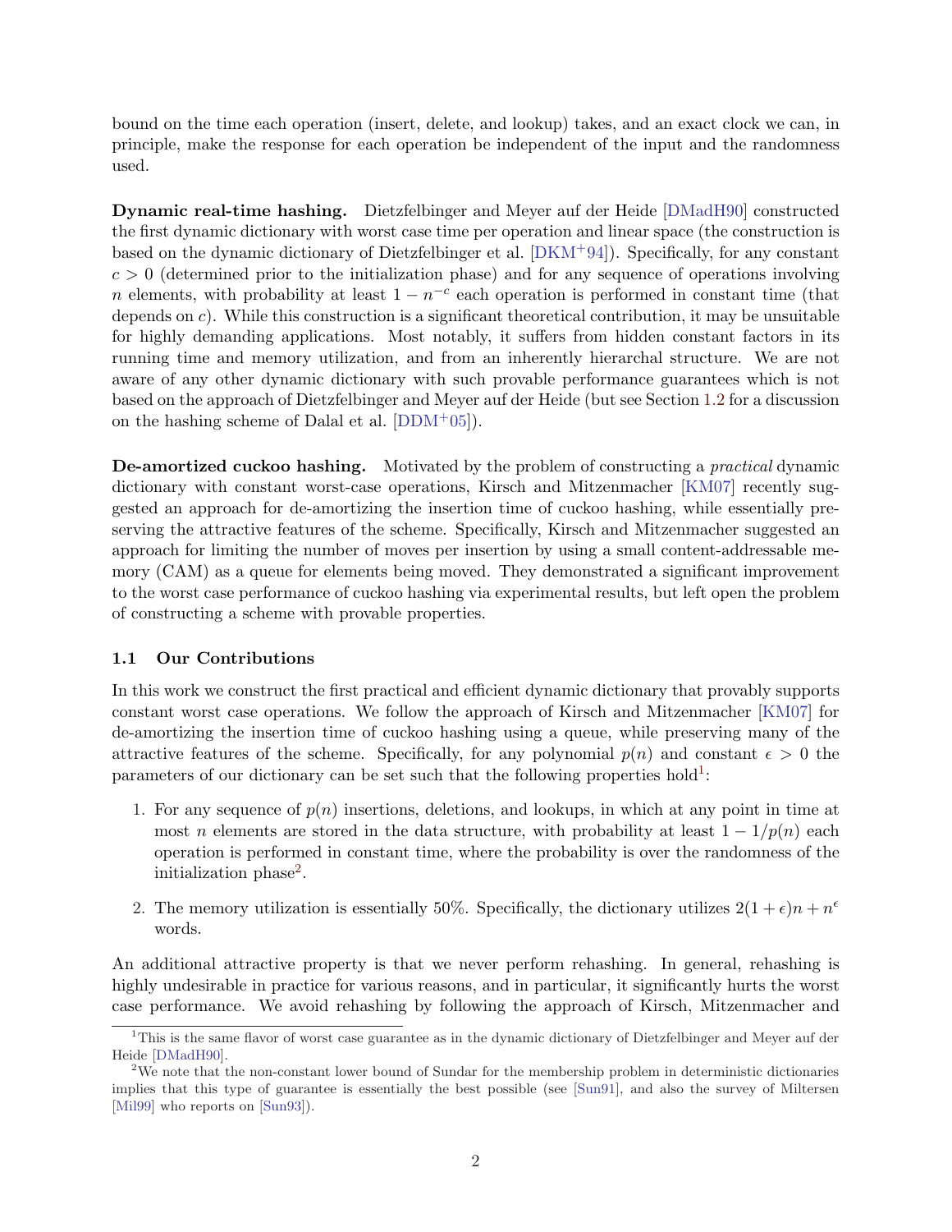bound on the time each operation (insert, delete, and lookup) takes, and an exact clock we can, in principle, make the response for each operation be independent of the input and the randomness used.

**Dynamic real-time hashing.** Dietzfelbinger and Meyer auf der Heide [DMadH90] constructed the first dynamic dictionary with worst case time per operation and linear space (the construction is based on the dynamic dictionary of Dietzfelbinger et al. [DKM+94]). Specifically, for any constant $c > 0$ (determined prior to the initialization phase) and for any sequence of operations involving $n$ elements, with probability at least $1 - n^{-c}$ each operation is performed in constant time (that depends on $c$). While this construction is a significant theoretical contribution, it may be unsuitable for highly demanding applications. Most notably, it suffers from hidden constant factors in its running time and memory utilization, and from an inherently hierarchal structure. We are not aware of any other dynamic dictionary with such provable performance guarantees which is not based on the approach of Dietzfelbinger and Meyer auf der Heide (but see Section 1.2 for a discussion on the hashing scheme of Dalal et al. [DDM+05]).

**De-amortized cuckoo hashing.** Motivated by the problem of constructing a *practical* dynamic dictionary with constant worst-case operations, Kirsch and Mitzenmacher [KM07] recently suggested an approach for de-amortizing the insertion time of cuckoo hashing, while essentially preserving the attractive features of the scheme. Specifically, Kirsch and Mitzenmacher suggested an approach for limiting the number of moves per insertion by using a small content-addressable memory (CAM) as a queue for elements being moved. They demonstrated a significant improvement to the worst case performance of cuckoo hashing via experimental results, but left open the problem of constructing a scheme with provable properties.

### 1.1 Our Contributions

In this work we construct the first practical and efficient dynamic dictionary that provably supports constant worst case operations. We follow the approach of Kirsch and Mitzenmacher [KM07] for de-amortizing the insertion time of cuckoo hashing using a queue, while preserving many of the attractive features of the scheme. Specifically, for any polynomial $p(n)$ and constant $\epsilon > 0$ the parameters of our dictionary can be set such that the following properties hold[1]:

1. For any sequence of $p(n)$ insertions, deletions, and lookups, in which at any point in time at most $n$ elements are stored in the data structure, with probability at least $1 - 1/p(n)$ each operation is performed in constant time, where the probability is over the randomness of the initialization phase[2].
2. The memory utilization is essentially 50%. Specifically, the dictionary utilizes $2(1 + \epsilon)n + n^{\epsilon}$ words.

An additional attractive property is that we never perform rehashing. In general, rehashing is highly undesirable in practice for various reasons, and in particular, it significantly hurts the worst case performance. We avoid rehashing by following the approach of Kirsch, Mitzenmacher and

[1] This is the same flavor of worst case guarantee as in the dynamic dictionary of Dietzfelbinger and Meyer auf der Heide [DMadH90].

[2] We note that the non-constant lower bound of Sundar for the membership problem in deterministic dictionaries implies that this type of guarantee is essentially the best possible (see [Sun91], and also the survey of Miltersen [Mil99] who reports on [Sun93]).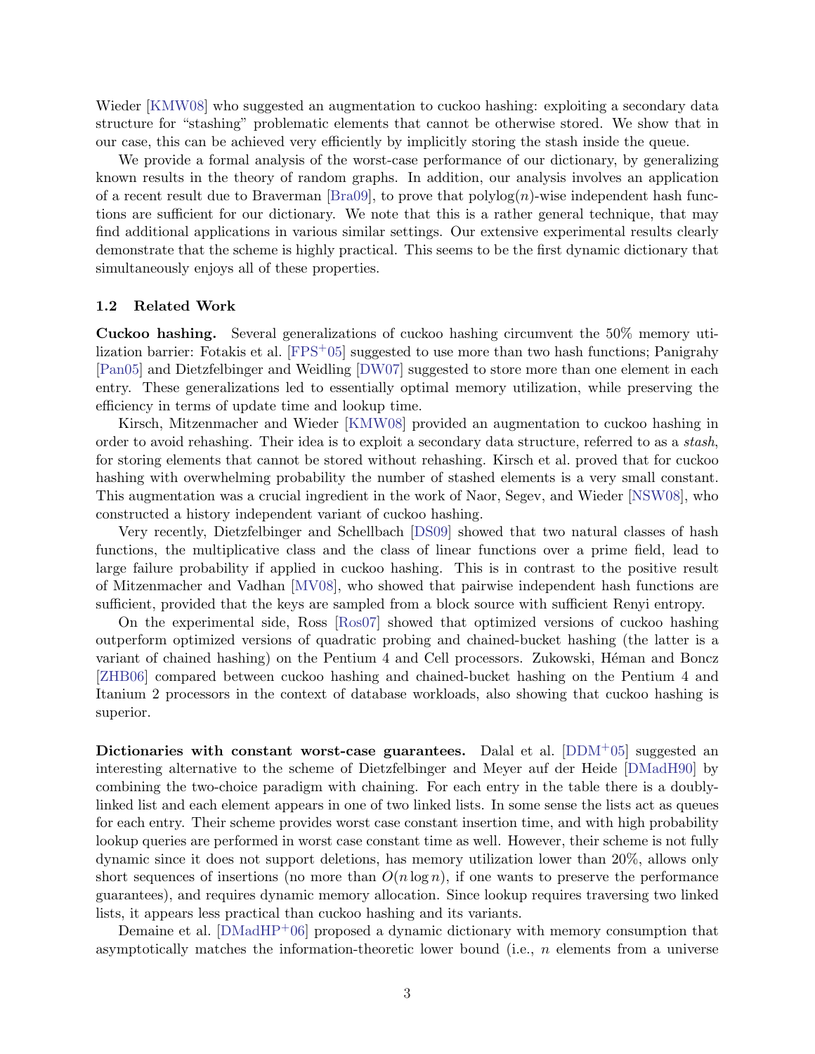Wieder [KMW08] who suggested an augmentation to cuckoo hashing: exploiting a secondary data structure for "stashing" problematic elements that cannot be otherwise stored. We show that in our case, this can be achieved very efficiently by implicitly storing the stash inside the queue.

We provide a formal analysis of the worst-case performance of our dictionary, by generalizing known results in the theory of random graphs. In addition, our analysis involves an application of a recent result due to Braverman [Bra09], to prove that polylog$(n)$-wise independent hash functions are sufficient for our dictionary. We note that this is a rather general technique, that may find additional applications in various similar settings. Our extensive experimental results clearly demonstrate that the scheme is highly practical. This seems to be the first dynamic dictionary that simultaneously enjoys all of these properties.

### 1.2 Related Work

**Cuckoo hashing.** Several generalizations of cuckoo hashing circumvent the 50% memory utilization barrier: Fotakis et al. [FPS+05] suggested to use more than two hash functions; Panigrahy [Pan05] and Dietzfelbinger and Weidling [DW07] suggested to store more than one element in each entry. These generalizations led to essentially optimal memory utilization, while preserving the efficiency in terms of update time and lookup time.

Kirsch, Mitzenmacher and Wieder [KMW08] provided an augmentation to cuckoo hashing in order to avoid rehashing. Their idea is to exploit a secondary data structure, referred to as a *stash*, for storing elements that cannot be stored without rehashing. Kirsch et al. proved that for cuckoo hashing with overwhelming probability the number of stashed elements is a very small constant. This augmentation was a crucial ingredient in the work of Naor, Segev, and Wieder [NSW08], who constructed a history independent variant of cuckoo hashing.

Very recently, Dietzfelbinger and Schellbach [DS09] showed that two natural classes of hash functions, the multiplicative class and the class of linear functions over a prime field, lead to large failure probability if applied in cuckoo hashing. This is in contrast to the positive result of Mitzenmacher and Vadhan [MV08], who showed that pairwise independent hash functions are sufficient, provided that the keys are sampled from a block source with sufficient Renyi entropy.

On the experimental side, Ross [Ros07] showed that optimized versions of cuckoo hashing outperform optimized versions of quadratic probing and chained-bucket hashing (the latter is a variant of chained hashing) on the Pentium 4 and Cell processors. Zukowski, Héman and Boncz [ZHB06] compared between cuckoo hashing and chained-bucket hashing on the Pentium 4 and Itanium 2 processors in the context of database workloads, also showing that cuckoo hashing is superior.

**Dictionaries with constant worst-case guarantees.** Dalal et al. [DDM+05] suggested an interesting alternative to the scheme of Dietzfelbinger and Meyer auf der Heide [DMadH90] by combining the two-choice paradigm with chaining. For each entry in the table there is a doubly-linked list and each element appears in one of two linked lists. In some sense the lists act as queues for each entry. Their scheme provides worst case constant insertion time, and with high probability lookup queries are performed in worst case constant time as well. However, their scheme is not fully dynamic since it does not support deletions, has memory utilization lower than 20%, allows only short sequences of insertions (no more than $O(n \log n)$, if one wants to preserve the performance guarantees), and requires dynamic memory allocation. Since lookup requires traversing two linked lists, it appears less practical than cuckoo hashing and its variants.

Demaine et al. [DMadHP+06] proposed a dynamic dictionary with memory consumption that asymptotically matches the information-theoretic lower bound (i.e., $n$ elements from a universe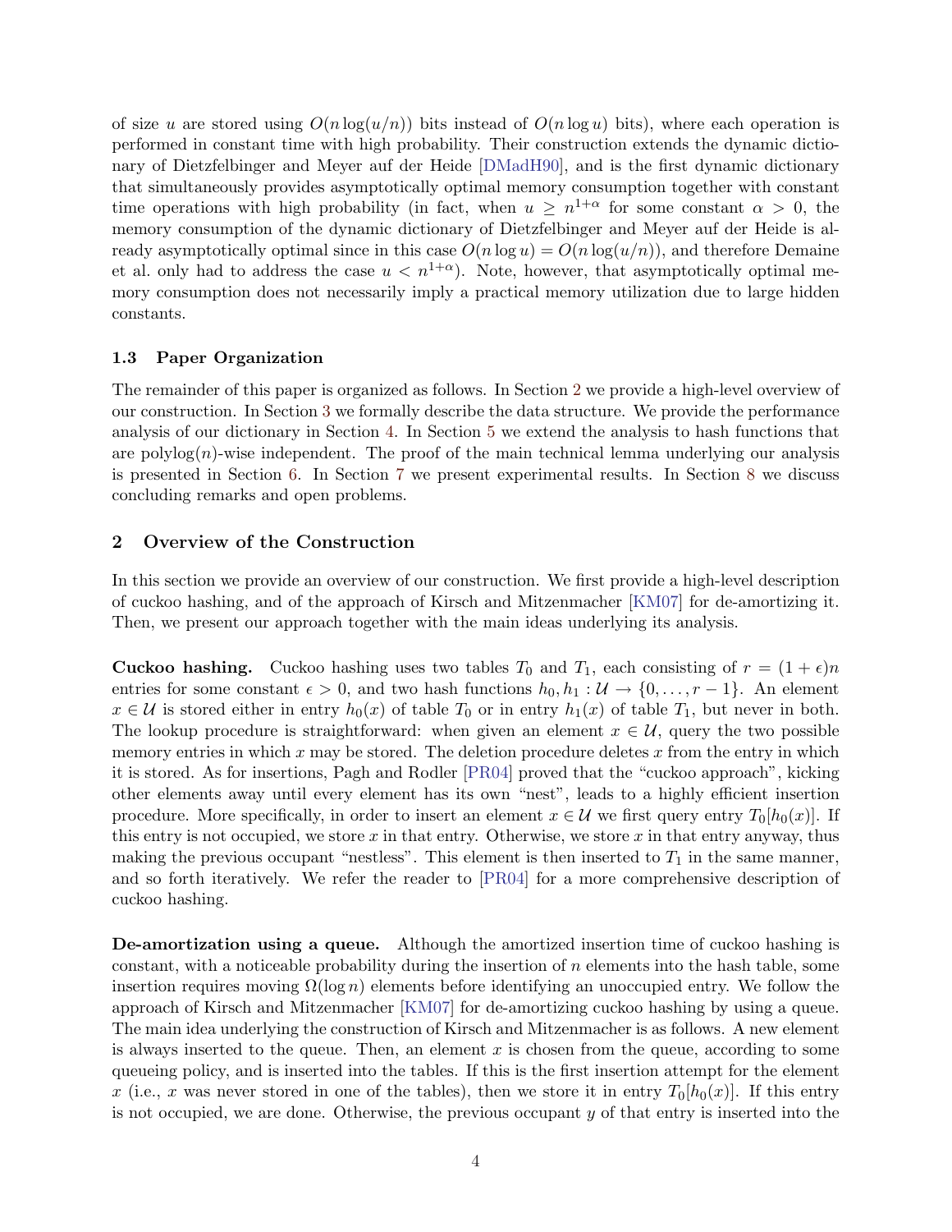of size $u$ are stored using $O(n \log(u/n))$ bits instead of $O(n \log u)$ bits), where each operation is performed in constant time with high probability. Their construction extends the dynamic dictionary of Dietzfelbinger and Meyer auf der Heide [DMadH90], and is the first dynamic dictionary that simultaneously provides asymptotically optimal memory consumption together with constant time operations with high probability (in fact, when $u \geq n^{1+\alpha}$ for some constant $\alpha > 0$, the memory consumption of the dynamic dictionary of Dietzfelbinger and Meyer auf der Heide is already asymptotically optimal since in this case $O(n \log u) = O(n \log(u/n))$, and therefore Demaine et al. only had to address the case $u < n^{1+\alpha}$). Note, however, that asymptotically optimal memory consumption does not necessarily imply a practical memory utilization due to large hidden constants.

### 1.3 Paper Organization

The remainder of this paper is organized as follows. In Section 2 we provide a high-level overview of our construction. In Section 3 we formally describe the data structure. We provide the performance analysis of our dictionary in Section 4. In Section 5 we extend the analysis to hash functions that are polylog($n$)-wise independent. The proof of the main technical lemma underlying our analysis is presented in Section 6. In Section 7 we present experimental results. In Section 8 we discuss concluding remarks and open problems.

## 2 Overview of the Construction

In this section we provide an overview of our construction. We first provide a high-level description of cuckoo hashing, and of the approach of Kirsch and Mitzenmacher [KM07] for de-amortizing it. Then, we present our approach together with the main ideas underlying its analysis.

**Cuckoo hashing.** Cuckoo hashing uses two tables $T_0$ and $T_1$, each consisting of $r = (1 + \epsilon)n$ entries for some constant $\epsilon > 0$, and two hash functions $h_0, h_1 : \mathcal{U} \rightarrow \{0, \ldots, r - 1\}$. An element $x \in \mathcal{U}$ is stored either in entry $h_0(x)$ of table $T_0$ or in entry $h_1(x)$ of table $T_1$, but never in both. The lookup procedure is straightforward: when given an element $x \in \mathcal{U}$, query the two possible memory entries in which $x$ may be stored. The deletion procedure deletes $x$ from the entry in which it is stored. As for insertions, Pagh and Rodler [PR04] proved that the "cuckoo approach", kicking other elements away until every element has its own "nest", leads to a highly efficient insertion procedure. More specifically, in order to insert an element $x \in \mathcal{U}$ we first query entry $T_0[h_0(x)]$. If this entry is not occupied, we store $x$ in that entry. Otherwise, we store $x$ in that entry anyway, thus making the previous occupant "nestless". This element is then inserted to $T_1$ in the same manner, and so forth iteratively. We refer the reader to [PR04] for a more comprehensive description of cuckoo hashing.

**De-amortization using a queue.** Although the amortized insertion time of cuckoo hashing is constant, with a noticeable probability during the insertion of $n$ elements into the hash table, some insertion requires moving $\Omega(\log n)$ elements before identifying an unoccupied entry. We follow the approach of Kirsch and Mitzenmacher [KM07] for de-amortizing cuckoo hashing by using a queue. The main idea underlying the construction of Kirsch and Mitzenmacher is as follows. A new element is always inserted to the queue. Then, an element $x$ is chosen from the queue, according to some queueing policy, and is inserted into the tables. If this is the first insertion attempt for the element $x$ (i.e., $x$ was never stored in one of the tables), then we store it in entry $T_0[h_0(x)]$. If this entry is not occupied, we are done. Otherwise, the previous occupant $y$ of that entry is inserted into the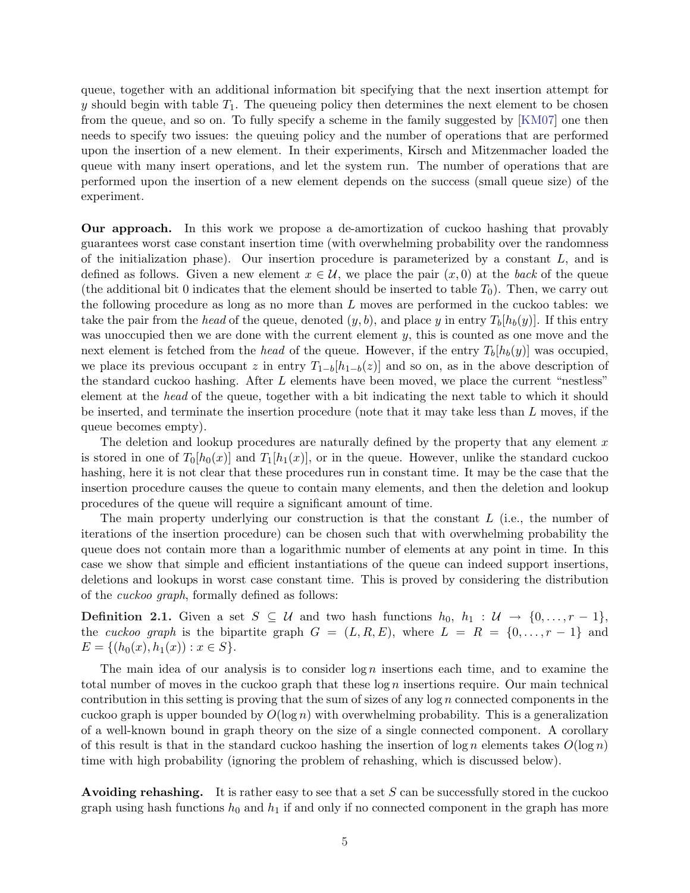queue, together with an additional information bit specifying that the next insertion attempt for $y$ should begin with table $T_1$. The queueing policy then determines the next element to be chosen from the queue, and so on. To fully specify a scheme in the family suggested by [KM07] one then needs to specify two issues: the queuing policy and the number of operations that are performed upon the insertion of a new element. In their experiments, Kirsch and Mitzenmacher loaded the queue with many insert operations, and let the system run. The number of operations that are performed upon the insertion of a new element depends on the success (small queue size) of the experiment.

**Our approach.** In this work we propose a de-amortization of cuckoo hashing that provably guarantees worst case constant insertion time (with overwhelming probability over the randomness of the initialization phase). Our insertion procedure is parameterized by a constant $L$, and is defined as follows. Given a new element $x \in \mathcal{U}$, we place the pair $(x, 0)$ at the *back* of the queue (the additional bit 0 indicates that the element should be inserted to table $T_0$). Then, we carry out the following procedure as long as no more than $L$ moves are performed in the cuckoo tables: we take the pair from the *head* of the queue, denoted $(y, b)$, and place $y$ in entry $T_b[h_b(y)]$. If this entry was unoccupied then we are done with the current element $y$, this is counted as one move and the next element is fetched from the *head* of the queue. However, if the entry $T_b[h_b(y)]$ was occupied, we place its previous occupant $z$ in entry $T_{1-b}[h_{1-b}(z)]$ and so on, as in the above description of the standard cuckoo hashing. After $L$ elements have been moved, we place the current "nestless" element at the *head* of the queue, together with a bit indicating the next table to which it should be inserted, and terminate the insertion procedure (note that it may take less than $L$ moves, if the queue becomes empty).

The deletion and lookup procedures are naturally defined by the property that any element $x$ is stored in one of $T_0[h_0(x)]$ and $T_1[h_1(x)]$, or in the queue. However, unlike the standard cuckoo hashing, here it is not clear that these procedures run in constant time. It may be the case that the insertion procedure causes the queue to contain many elements, and then the deletion and lookup procedures of the queue will require a significant amount of time.

The main property underlying our construction is that the constant $L$ (i.e., the number of iterations of the insertion procedure) can be chosen such that with overwhelming probability the queue does not contain more than a logarithmic number of elements at any point in time. In this case we show that simple and efficient instantiations of the queue can indeed support insertions, deletions and lookups in worst case constant time. This is proved by considering the distribution of the *cuckoo graph*, formally defined as follows:

**Definition 2.1.** Given a set $S \subseteq \mathcal{U}$ and two hash functions $h_0, h_1 : \mathcal{U} \rightarrow \{0, \ldots, r-1\}$, the *cuckoo graph* is the bipartite graph $G = (L, R, E)$, where $L = R = \{0, \ldots, r-1\}$ and $E = \{(h_0(x), h_1(x)) : x \in S\}$.

The main idea of our analysis is to consider $\log n$ insertions each time, and to examine the total number of moves in the cuckoo graph that these $\log n$ insertions require. Our main technical contribution in this setting is proving that the sum of sizes of any $\log n$ connected components in the cuckoo graph is upper bounded by $O(\log n)$ with overwhelming probability. This is a generalization of a well-known bound in graph theory on the size of a single connected component. A corollary of this result is that in the standard cuckoo hashing the insertion of $\log n$ elements takes $O(\log n)$ time with high probability (ignoring the problem of rehashing, which is discussed below).

**Avoiding rehashing.** It is rather easy to see that a set $S$ can be successfully stored in the cuckoo graph using hash functions $h_0$ and $h_1$ if and only if no connected component in the graph has more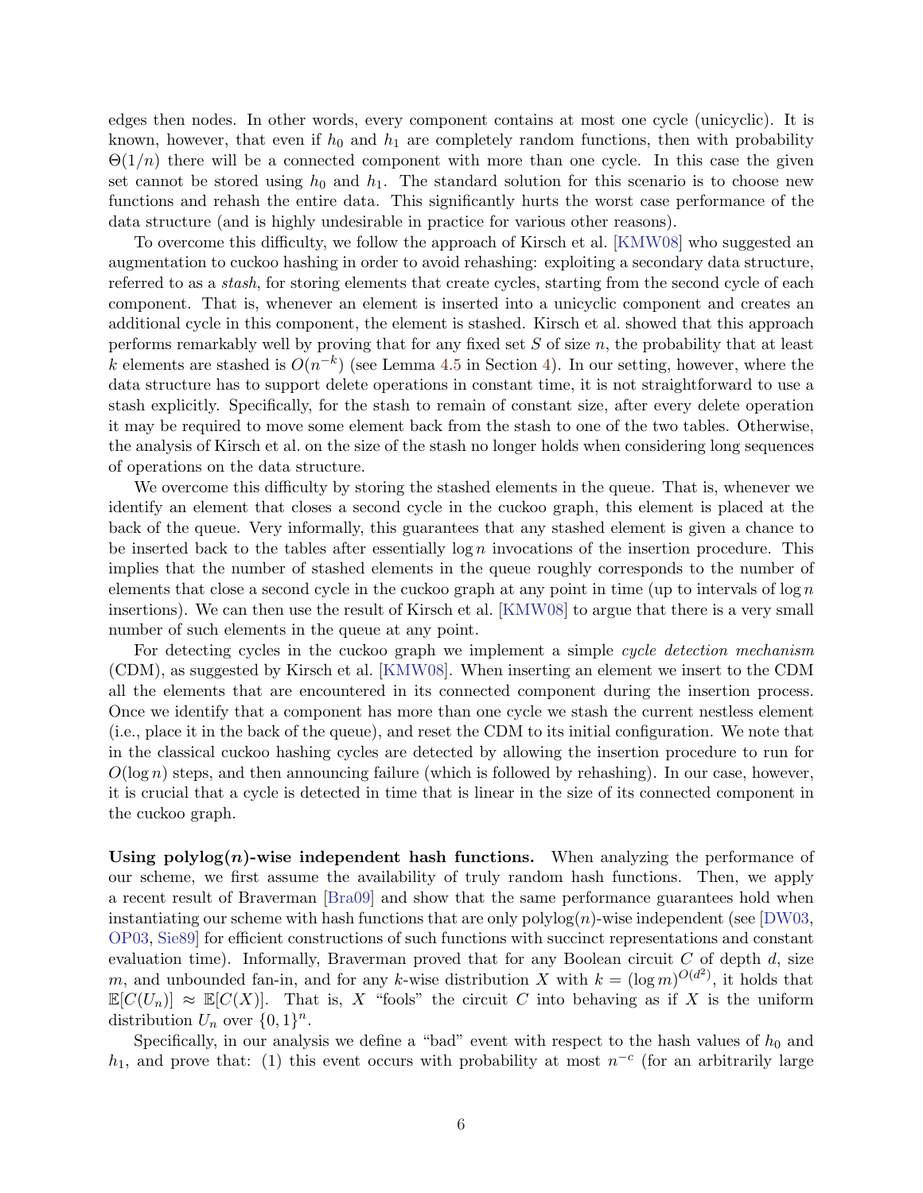edges then nodes. In other words, every component contains at most one cycle (unicyclic). It is known, however, that even if $h_0$ and $h_1$ are completely random functions, then with probability $\Theta(1/n)$ there will be a connected component with more than one cycle. In this case the given set cannot be stored using $h_0$ and $h_1$. The standard solution for this scenario is to choose new functions and rehash the entire data. This significantly hurts the worst case performance of the data structure (and is highly undesirable in practice for various other reasons).

To overcome this difficulty, we follow the approach of Kirsch et al. [KMW08] who suggested an augmentation to cuckoo hashing in order to avoid rehashing: exploiting a secondary data structure, referred to as a *stash*, for storing elements that create cycles, starting from the second cycle of each component. That is, whenever an element is inserted into a unicyclic component and creates an additional cycle in this component, the element is stashed. Kirsch et al. showed that this approach performs remarkably well by proving that for any fixed set $S$ of size $n$, the probability that at least $k$ elements are stashed is $O(n^{-k})$ (see Lemma 4.5 in Section 4). In our setting, however, where the data structure has to support delete operations in constant time, it is not straightforward to use a stash explicitly. Specifically, for the stash to remain of constant size, after every delete operation it may be required to move some element back from the stash to one of the two tables. Otherwise, the analysis of Kirsch et al. on the size of the stash no longer holds when considering long sequences of operations on the data structure.

We overcome this difficulty by storing the stashed elements in the queue. That is, whenever we identify an element that closes a second cycle in the cuckoo graph, this element is placed at the back of the queue. Very informally, this guarantees that any stashed element is given a chance to be inserted back to the tables after essentially $\log n$ invocations of the insertion procedure. This implies that the number of stashed elements in the queue roughly corresponds to the number of elements that close a second cycle in the cuckoo graph at any point in time (up to intervals of $\log n$ insertions). We can then use the result of Kirsch et al. [KMW08] to argue that there is a very small number of such elements in the queue at any point.

For detecting cycles in the cuckoo graph we implement a simple *cycle detection mechanism* (CDM), as suggested by Kirsch et al. [KMW08]. When inserting an element we insert to the CDM all the elements that are encountered in its connected component during the insertion process. Once we identify that a component has more than one cycle we stash the current nestless element (i.e., place it in the back of the queue), and reset the CDM to its initial configuration. We note that in the classical cuckoo hashing cycles are detected by allowing the insertion procedure to run for $O(\log n)$ steps, and then announcing failure (which is followed by rehashing). In our case, however, it is crucial that a cycle is detected in time that is linear in the size of its connected component in the cuckoo graph.

**Using polylog$(n)$-wise independent hash functions.** When analyzing the performance of our scheme, we first assume the availability of truly random hash functions. Then, we apply a recent result of Braverman [Bra09] and show that the same performance guarantees hold when instantiating our scheme with hash functions that are only polylog$(n)$-wise independent (see [DW03, OP03, Sie89] for efficient constructions of such functions with succinct representations and constant evaluation time). Informally, Braverman proved that for any Boolean circuit $C$ of depth $d$, size $m$, and unbounded fan-in, and for any $k$-wise distribution $X$ with $k = (\log m)^{O(d^2)}$, it holds that $\mathbb{E}[C(U_n)] \approx \mathbb{E}[C(X)]$. That is, $X$ "fools" the circuit $C$ into behaving as if $X$ is the uniform distribution $U_n$ over $\{0,1\}^n$.

Specifically, in our analysis we define a "bad" event with respect to the hash values of $h_0$ and $h_1$, and prove that: (1) this event occurs with probability at most $n^{-c}$ (for an arbitrarily large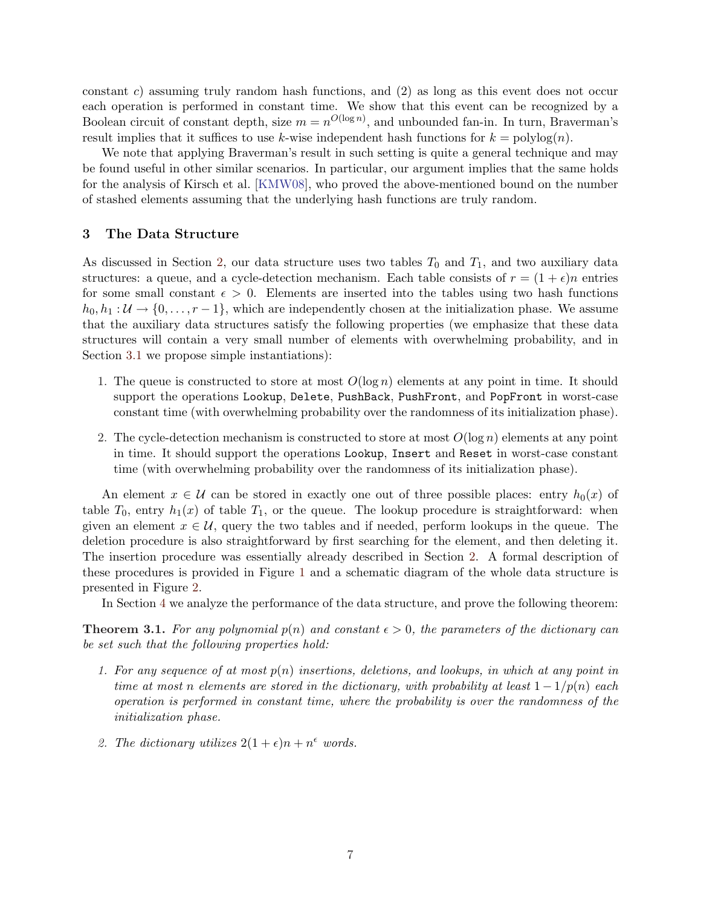constant $c$) assuming truly random hash functions, and (2) as long as this event does not occur each operation is performed in constant time. We show that this event can be recognized by a Boolean circuit of constant depth, size $m = n^{O(\log n)}$, and unbounded fan-in. In turn, Braverman's result implies that it suffices to use $k$-wise independent hash functions for $k = \text{polylog}(n)$.

We note that applying Braverman's result in such setting is quite a general technique and may be found useful in other similar scenarios. In particular, our argument implies that the same holds for the analysis of Kirsch et al. [KMW08], who proved the above-mentioned bound on the number of stashed elements assuming that the underlying hash functions are truly random.

## 3 The Data Structure

As discussed in Section 2, our data structure uses two tables $T_0$ and $T_1$, and two auxiliary data structures: a queue, and a cycle-detection mechanism. Each table consists of $r = (1+\epsilon)n$ entries for some small constant $\epsilon > 0$. Elements are inserted into the tables using two hash functions $h_0, h_1 : \mathcal{U} \rightarrow \{0, \ldots, r-1\}$, which are independently chosen at the initialization phase. We assume that the auxiliary data structures satisfy the following properties (we emphasize that these data structures will contain a very small number of elements with overwhelming probability, and in Section 3.1 we propose simple instantiations):

1. The queue is constructed to store at most $O(\log n)$ elements at any point in time. It should support the operations `Lookup`, `Delete`, `PushBack`, `PushFront`, and `PopFront` in worst-case constant time (with overwhelming probability over the randomness of its initialization phase).
2. The cycle-detection mechanism is constructed to store at most $O(\log n)$ elements at any point in time. It should support the operations `Lookup`, `Insert` and `Reset` in worst-case constant time (with overwhelming probability over the randomness of its initialization phase).

An element $x \in \mathcal{U}$ can be stored in exactly one out of three possible places: entry $h_0(x)$ of table $T_0$, entry $h_1(x)$ of table $T_1$, or the queue. The lookup procedure is straightforward: when given an element $x \in \mathcal{U}$, query the two tables and if needed, perform lookups in the queue. The deletion procedure is also straightforward by first searching for the element, and then deleting it. The insertion procedure was essentially already described in Section 2. A formal description of these procedures is provided in Figure 1 and a schematic diagram of the whole data structure is presented in Figure 2.

In Section 4 we analyze the performance of the data structure, and prove the following theorem:

**Theorem 3.1.** *For any polynomial $p(n)$ and constant $\epsilon > 0$, the parameters of the dictionary can be set such that the following properties hold:*

1. *For any sequence of at most $p(n)$ insertions, deletions, and lookups, in which at any point in time at most $n$ elements are stored in the dictionary, with probability at least $1 - 1/p(n)$ each operation is performed in constant time, where the probability is over the randomness of the initialization phase.*
2. *The dictionary utilizes $2(1+\epsilon)n + n^{\epsilon}$ words.*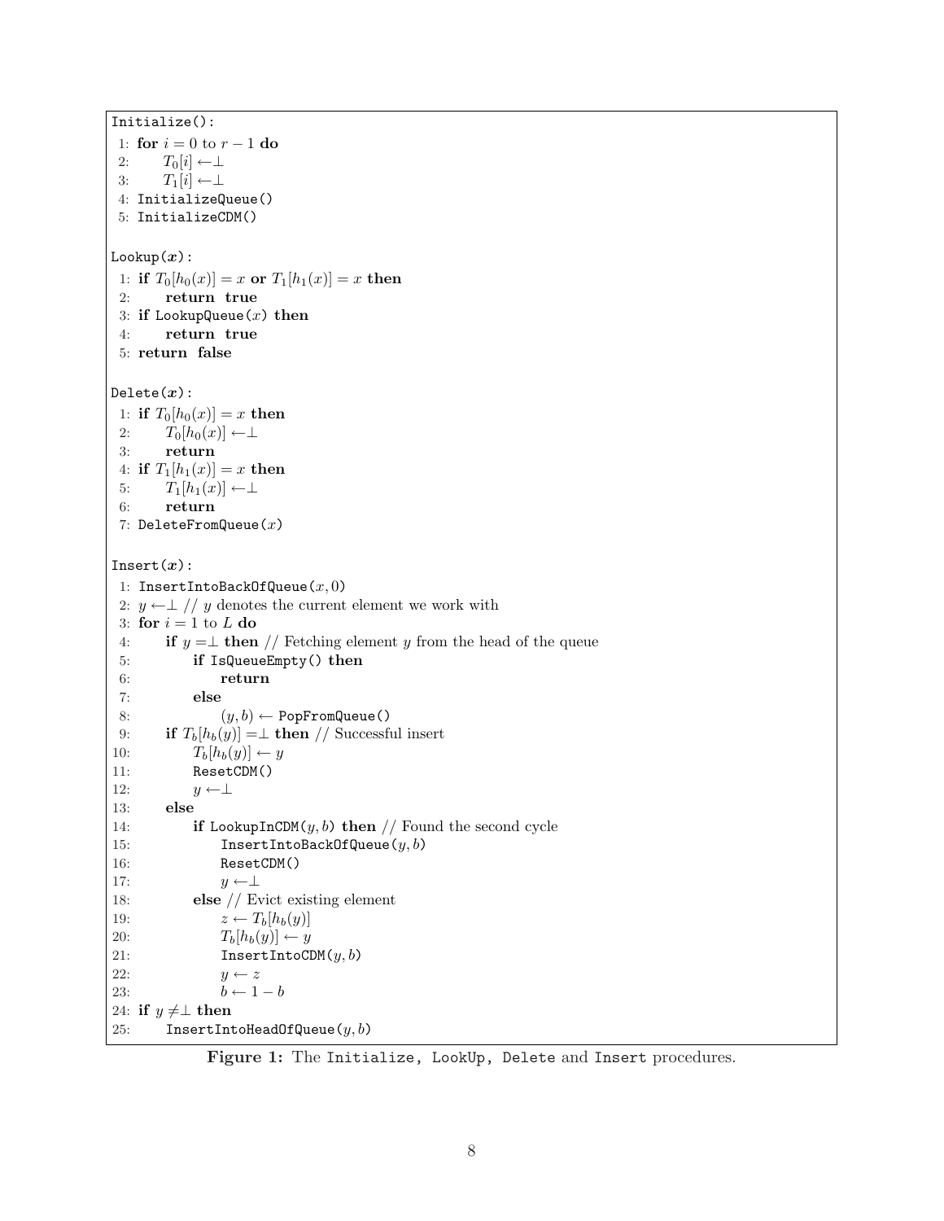```
Initialize():
 1: for i = 0 to r − 1 do
 2:     T_0[i] ← ⊥
 3:     T_1[i] ← ⊥
 4: InitializeQueue()
 5: InitializeCDM()

Lookup(x):
 1: if T_0[h_0(x)] = x or T_1[h_1(x)] = x then
 2:     return true
 3: if LookupQueue(x) then
 4:     return true
 5: return false

Delete(x):
 1: if T_0[h_0(x)] = x then
 2:     T_0[h_0(x)] ← ⊥
 3:     return
 4: if T_1[h_1(x)] = x then
 5:     T_1[h_1(x)] ← ⊥
 6:     return
 7: DeleteFromQueue(x)

Insert(x):
 1: InsertIntoBackOfQueue(x, 0)
 2: y ← ⊥ // y denotes the current element we work with
 3: for i = 1 to L do
 4:     if y = ⊥ then // Fetching element y from the head of the queue
 5:         if IsQueueEmpty() then
 6:             return
 7:         else
 8:             (y, b) ← PopFromQueue()
 9:     if T_b[h_b(y)] = ⊥ then // Successful insert
10:         T_b[h_b(y)] ← y
11:         ResetCDM()
12:         y ← ⊥
13:     else
14:         if LookupInCDM(y, b) then // Found the second cycle
15:             InsertIntoBackOfQueue(y, b)
16:             ResetCDM()
17:             y ← ⊥
18:         else // Evict existing element
19:             z ← T_b[h_b(y)]
20:             T_b[h_b(y)] ← y
21:             InsertIntoCDM(y, b)
22:             y ← z
23:             b ← 1 − b
24: if y ≠ ⊥ then
25:     InsertIntoHeadOfQueue(y, b)
```

**Figure 1:** The Initialize, LookUp, Delete and Insert procedures.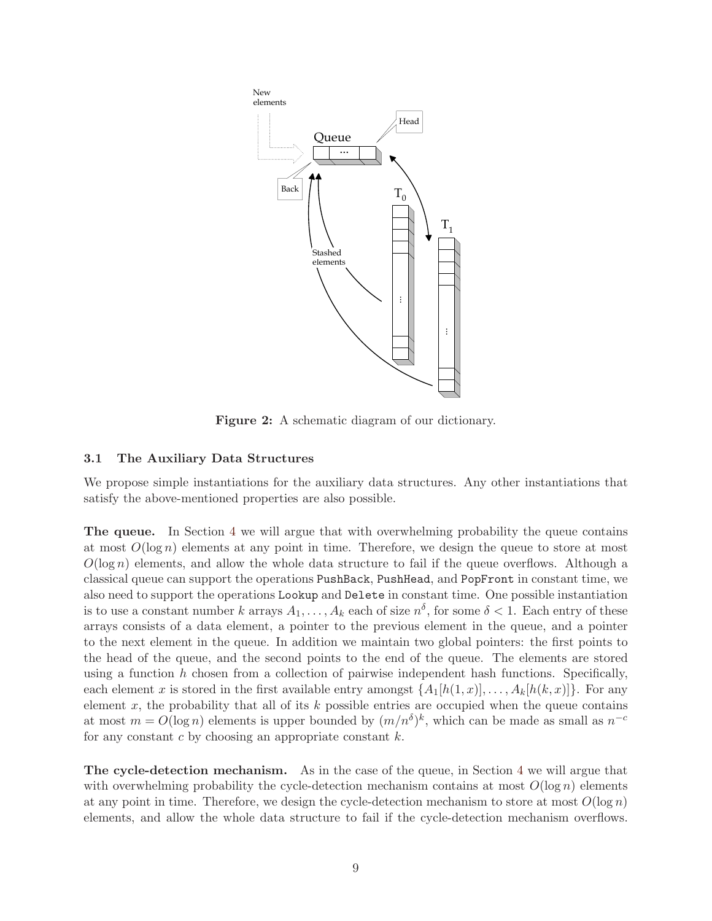**Figure 2:** A schematic diagram of our dictionary.

### 3.1 The Auxiliary Data Structures

We propose simple instantiations for the auxiliary data structures. Any other instantiations that satisfy the above-mentioned properties are also possible.

**The queue.** In Section 4 we will argue that with overwhelming probability the queue contains at most $O(\log n)$ elements at any point in time. Therefore, we design the queue to store at most $O(\log n)$ elements, and allow the whole data structure to fail if the queue overflows. Although a classical queue can support the operations `PushBack`, `PushHead`, and `PopFront` in constant time, we also need to support the operations `Lookup` and `Delete` in constant time. One possible instantiation is to use a constant number $k$ arrays $A_1, \ldots, A_k$ each of size $n^\delta$, for some $\delta < 1$. Each entry of these arrays consists of a data element, a pointer to the previous element in the queue, and a pointer to the next element in the queue. In addition we maintain two global pointers: the first points to the head of the queue, and the second points to the end of the queue. The elements are stored using a function $h$ chosen from a collection of pairwise independent hash functions. Specifically, each element $x$ is stored in the first available entry amongst $\{A_1[h(1,x)], \ldots, A_k[h(k,x)]\}$. For any element $x$, the probability that all of its $k$ possible entries are occupied when the queue contains at most $m = O(\log n)$ elements is upper bounded by $(m/n^\delta)^k$, which can be made as small as $n^{-c}$ for any constant $c$ by choosing an appropriate constant $k$.

**The cycle-detection mechanism.** As in the case of the queue, in Section 4 we will argue that with overwhelming probability the cycle-detection mechanism contains at most $O(\log n)$ elements at any point in time. Therefore, we design the cycle-detection mechanism to store at most $O(\log n)$ elements, and allow the whole data structure to fail if the cycle-detection mechanism overflows.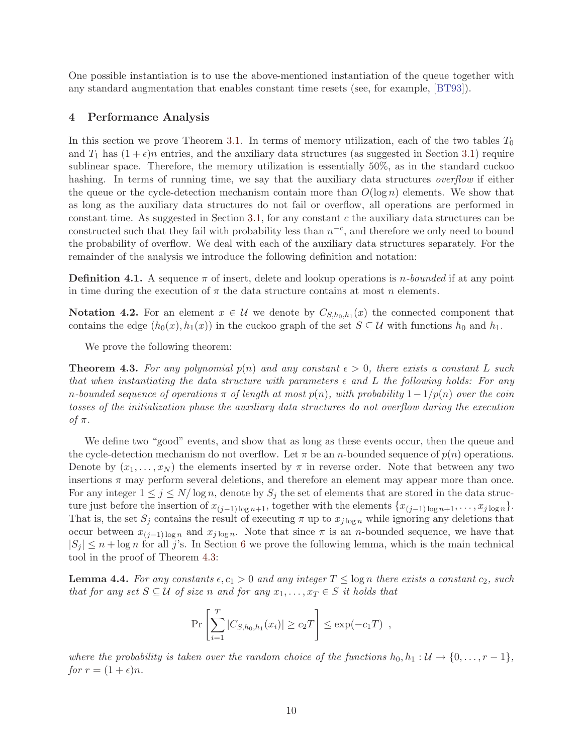One possible instantiation is to use the above-mentioned instantiation of the queue together with any standard augmentation that enables constant time resets (see, for example, [BT93]).

## 4 Performance Analysis

In this section we prove Theorem 3.1. In terms of memory utilization, each of the two tables $T_0$ and $T_1$ has $(1+\epsilon)n$ entries, and the auxiliary data structures (as suggested in Section 3.1) require sublinear space. Therefore, the memory utilization is essentially 50%, as in the standard cuckoo hashing. In terms of running time, we say that the auxiliary data structures *overflow* if either the queue or the cycle-detection mechanism contain more than $O(\log n)$ elements. We show that as long as the auxiliary data structures do not fail or overflow, all operations are performed in constant time. As suggested in Section 3.1, for any constant $c$ the auxiliary data structures can be constructed such that they fail with probability less than $n^{-c}$, and therefore we only need to bound the probability of overflow. We deal with each of the auxiliary data structures separately. For the remainder of the analysis we introduce the following definition and notation:

**Definition 4.1.** A sequence $\pi$ of insert, delete and lookup operations is *n-bounded* if at any point in time during the execution of $\pi$ the data structure contains at most $n$ elements.

**Notation 4.2.** For an element $x \in \mathcal{U}$ we denote by $C_{S,h_0,h_1}(x)$ the connected component that contains the edge $(h_0(x), h_1(x))$ in the cuckoo graph of the set $S \subseteq \mathcal{U}$ with functions $h_0$ and $h_1$.

We prove the following theorem:

**Theorem 4.3.** *For any polynomial $p(n)$ and any constant $\epsilon > 0$, there exists a constant $L$ such that when instantiating the data structure with parameters $\epsilon$ and $L$ the following holds: For any $n$-bounded sequence of operations $\pi$ of length at most $p(n)$, with probability $1 - 1/p(n)$ over the coin tosses of the initialization phase the auxiliary data structures do not overflow during the execution of $\pi$.*

We define two "good" events, and show that as long as these events occur, then the queue and the cycle-detection mechanism do not overflow. Let $\pi$ be an $n$-bounded sequence of $p(n)$ operations. Denote by $(x_1, \ldots, x_N)$ the elements inserted by $\pi$ in reverse order. Note that between any two insertions $\pi$ may perform several deletions, and therefore an element may appear more than once. For any integer $1 \leq j \leq N/\log n$, denote by $S_j$ the set of elements that are stored in the data structure just before the insertion of $x_{(j-1)\log n+1}$, together with the elements $\{x_{(j-1)\log n+1}, \ldots, x_{j \log n}\}$. That is, the set $S_j$ contains the result of executing $\pi$ up to $x_{j\log n}$ while ignoring any deletions that occur between $x_{(j-1)\log n}$ and $x_{j \log n}$. Note that since $\pi$ is an $n$-bounded sequence, we have that $|S_j| \leq n + \log n$ for all $j$'s. In Section 6 we prove the following lemma, which is the main technical tool in the proof of Theorem 4.3:

**Lemma 4.4.** *For any constants $\epsilon, c_1 > 0$ and any integer $T \leq \log n$ there exists a constant $c_2$, such that for any set $S \subseteq \mathcal{U}$ of size $n$ and for any $x_1, \ldots, x_T \in S$ it holds that*

$$\Pr\left[\sum_{i=1}^{T} |C_{S,h_0,h_1}(x_i)| \geq c_2 T\right] \leq \exp(-c_1 T) \ ,$$

*where the probability is taken over the random choice of the functions $h_0, h_1 : \mathcal{U} \to \{0, \ldots, r-1\}$, for $r = (1+\epsilon)n$.*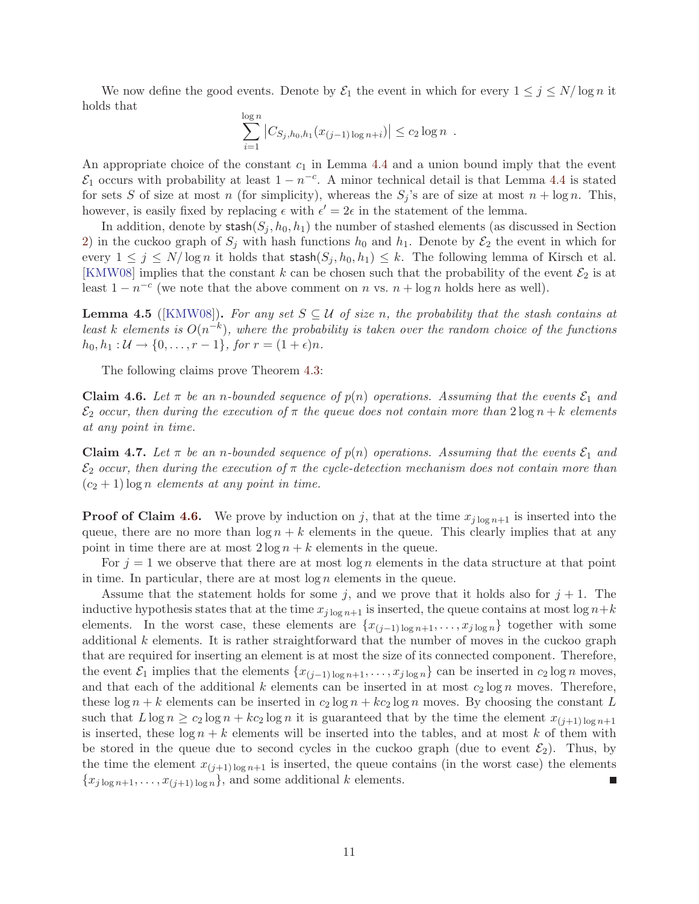We now define the good events. Denote by $\mathcal{E}_1$ the event in which for every $1 \leq j \leq N/\log n$ it holds that

$$\sum_{i=1}^{\log n} \left| C_{S_j, h_0, h_1}(x_{(j-1)\log n + i}) \right| \leq c_2 \log n \enspace .$$

An appropriate choice of the constant $c_1$ in Lemma 4.4 and a union bound imply that the event $\mathcal{E}_1$ occurs with probability at least $1 - n^{-c}$. A minor technical detail is that Lemma 4.4 is stated for sets $S$ of size at most $n$ (for simplicity), whereas the $S_j$'s are of size at most $n + \log n$. This, however, is easily fixed by replacing $\epsilon$ with $\epsilon' = 2\epsilon$ in the statement of the lemma.

In addition, denote by $\mathsf{stash}(S_j, h_0, h_1)$ the number of stashed elements (as discussed in Section 2) in the cuckoo graph of $S_j$ with hash functions $h_0$ and $h_1$. Denote by $\mathcal{E}_2$ the event in which for every $1 \leq j \leq N/\log n$ it holds that $\mathsf{stash}(S_j, h_0, h_1) \leq k$. The following lemma of Kirsch et al. [KMW08] implies that the constant $k$ can be chosen such that the probability of the event $\mathcal{E}_2$ is at least $1 - n^{-c}$ (we note that the above comment on $n$ vs. $n + \log n$ holds here as well).

**Lemma 4.5** ([KMW08]). *For any set $S \subseteq \mathcal{U}$ of size $n$, the probability that the stash contains at least $k$ elements is $O(n^{-k})$, where the probability is taken over the random choice of the functions $h_0, h_1 : \mathcal{U} \rightarrow \{0, \ldots, r-1\}$, for $r = (1+\epsilon)n$.*

The following claims prove Theorem 4.3:

**Claim 4.6.** *Let $\pi$ be an $n$-bounded sequence of $p(n)$ operations. Assuming that the events $\mathcal{E}_1$ and $\mathcal{E}_2$ occur, then during the execution of $\pi$ the queue does not contain more than $2\log n + k$ elements at any point in time.*

**Claim 4.7.** *Let $\pi$ be an $n$-bounded sequence of $p(n)$ operations. Assuming that the events $\mathcal{E}_1$ and $\mathcal{E}_2$ occur, then during the execution of $\pi$ the cycle-detection mechanism does not contain more than $(c_2 + 1)\log n$ elements at any point in time.*

**Proof of Claim 4.6.** We prove by induction on $j$, that at the time $x_{j \log n + 1}$ is inserted into the queue, there are no more than $\log n + k$ elements in the queue. This clearly implies that at any point in time there are at most $2\log n + k$ elements in the queue.

For $j = 1$ we observe that there are at most $\log n$ elements in the data structure at that point in time. In particular, there are at most $\log n$ elements in the queue.

Assume that the statement holds for some $j$, and we prove that it holds also for $j+1$. The inductive hypothesis states that at the time $x_{j \log n + 1}$ is inserted, the queue contains at most $\log n + k$ elements. In the worst case, these elements are $\{x_{(j-1)\log n + 1}, \ldots, x_{j \log n}\}$ together with some additional $k$ elements. It is rather straightforward that the number of moves in the cuckoo graph that are required for inserting an element is at most the size of its connected component. Therefore, the event $\mathcal{E}_1$ implies that the elements $\{x_{(j-1)\log n + 1}, \ldots, x_{j \log n}\}$ can be inserted in $c_2 \log n$ moves, and that each of the additional $k$ elements can be inserted in at most $c_2 \log n$ moves. Therefore, these $\log n + k$ elements can be inserted in $c_2 \log n + k c_2 \log n$ moves. By choosing the constant $L$ such that $L \log n \geq c_2 \log n + k c_2 \log n$ it is guaranteed that by the time the element $x_{(j+1)\log n + 1}$ is inserted, these $\log n + k$ elements will be inserted into the tables, and at most $k$ of them with be stored in the queue due to second cycles in the cuckoo graph (due to event $\mathcal{E}_2$). Thus, by the time the element $x_{(j+1)\log n + 1}$ is inserted, the queue contains (in the worst case) the elements $\{x_{j \log n + 1}, \ldots, x_{(j+1)\log n}\}$, and some additional $k$ elements. ■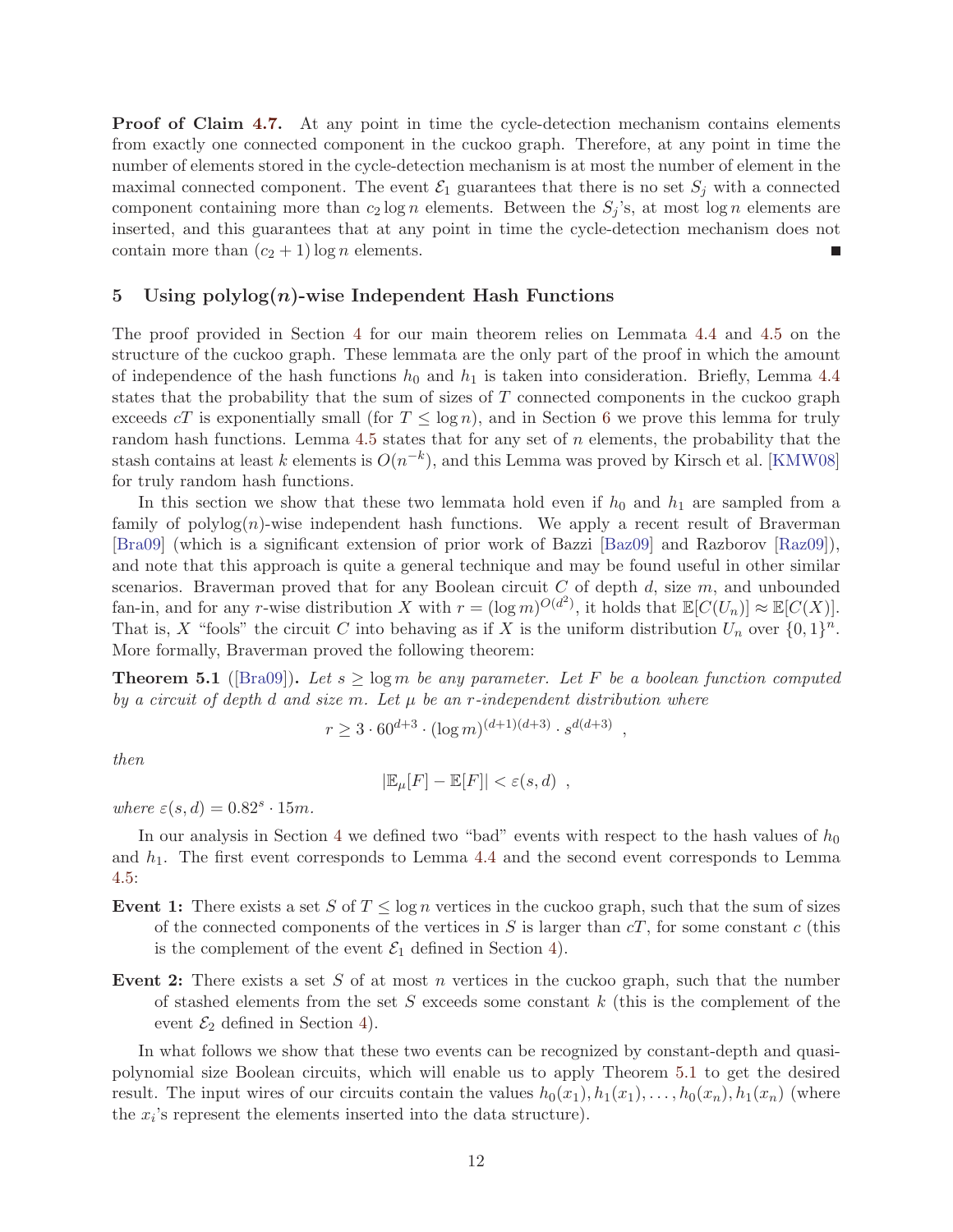**Proof of Claim 4.7.** At any point in time the cycle-detection mechanism contains elements from exactly one connected component in the cuckoo graph. Therefore, at any point in time the number of elements stored in the cycle-detection mechanism is at most the number of element in the maximal connected component. The event $\mathcal{E}_1$ guarantees that there is no set $S_j$ with a connected component containing more than $c_2 \log n$ elements. Between the $S_j$'s, at most $\log n$ elements are inserted, and this guarantees that at any point in time the cycle-detection mechanism does not contain more than $(c_2 + 1) \log n$ elements. ∎

## 5 Using polylog($n$)-wise Independent Hash Functions

The proof provided in Section 4 for our main theorem relies on Lemmata 4.4 and 4.5 on the structure of the cuckoo graph. These lemmata are the only part of the proof in which the amount of independence of the hash functions $h_0$ and $h_1$ is taken into consideration. Briefly, Lemma 4.4 states that the probability that the sum of sizes of $T$ connected components in the cuckoo graph exceeds $cT$ is exponentially small (for $T \leq \log n$), and in Section 6 we prove this lemma for truly random hash functions. Lemma 4.5 states that for any set of $n$ elements, the probability that the stash contains at least $k$ elements is $O(n^{-k})$, and this Lemma was proved by Kirsch et al. [KMW08] for truly random hash functions.

In this section we show that these two lemmata hold even if $h_0$ and $h_1$ are sampled from a family of polylog($n$)-wise independent hash functions. We apply a recent result of Braverman [Bra09] (which is a significant extension of prior work of Bazzi [Baz09] and Razborov [Raz09]), and note that this approach is quite a general technique and may be found useful in other similar scenarios. Braverman proved that for any Boolean circuit $C$ of depth $d$, size $m$, and unbounded fan-in, and for any $r$-wise distribution $X$ with $r = (\log m)^{O(d^2)}$, it holds that $\mathbb{E}[C(U_n)] \approx \mathbb{E}[C(X)]$. That is, $X$ "fools" the circuit $C$ into behaving as if $X$ is the uniform distribution $U_n$ over $\{0,1\}^n$. More formally, Braverman proved the following theorem:

**Theorem 5.1** ([Bra09])**.** *Let $s \geq \log m$ be any parameter. Let $F$ be a boolean function computed by a circuit of depth $d$ and size $m$. Let $\mu$ be an $r$-independent distribution where*

$$r \geq 3 \cdot 60^{d+3} \cdot (\log m)^{(d+1)(d+3)} \cdot s^{d(d+3)} \ ,$$

*then*

$$|\mathbb{E}_\mu[F] - \mathbb{E}[F]| < \varepsilon(s, d) \ ,$$

*where $\varepsilon(s, d) = 0.82^s \cdot 15m$.*

In our analysis in Section 4 we defined two "bad" events with respect to the hash values of $h_0$ and $h_1$. The first event corresponds to Lemma 4.4 and the second event corresponds to Lemma 4.5:

**Event 1:** There exists a set $S$ of $T \leq \log n$ vertices in the cuckoo graph, such that the sum of sizes of the connected components of the vertices in $S$ is larger than $cT$, for some constant $c$ (this is the complement of the event $\mathcal{E}_1$ defined in Section 4).

**Event 2:** There exists a set $S$ of at most $n$ vertices in the cuckoo graph, such that the number of stashed elements from the set $S$ exceeds some constant $k$ (this is the complement of the event $\mathcal{E}_2$ defined in Section 4).

In what follows we show that these two events can be recognized by constant-depth and quasi-polynomial size Boolean circuits, which will enable us to apply Theorem 5.1 to get the desired result. The input wires of our circuits contain the values $h_0(x_1), h_1(x_1), \ldots, h_0(x_n), h_1(x_n)$ (where the $x_i$'s represent the elements inserted into the data structure).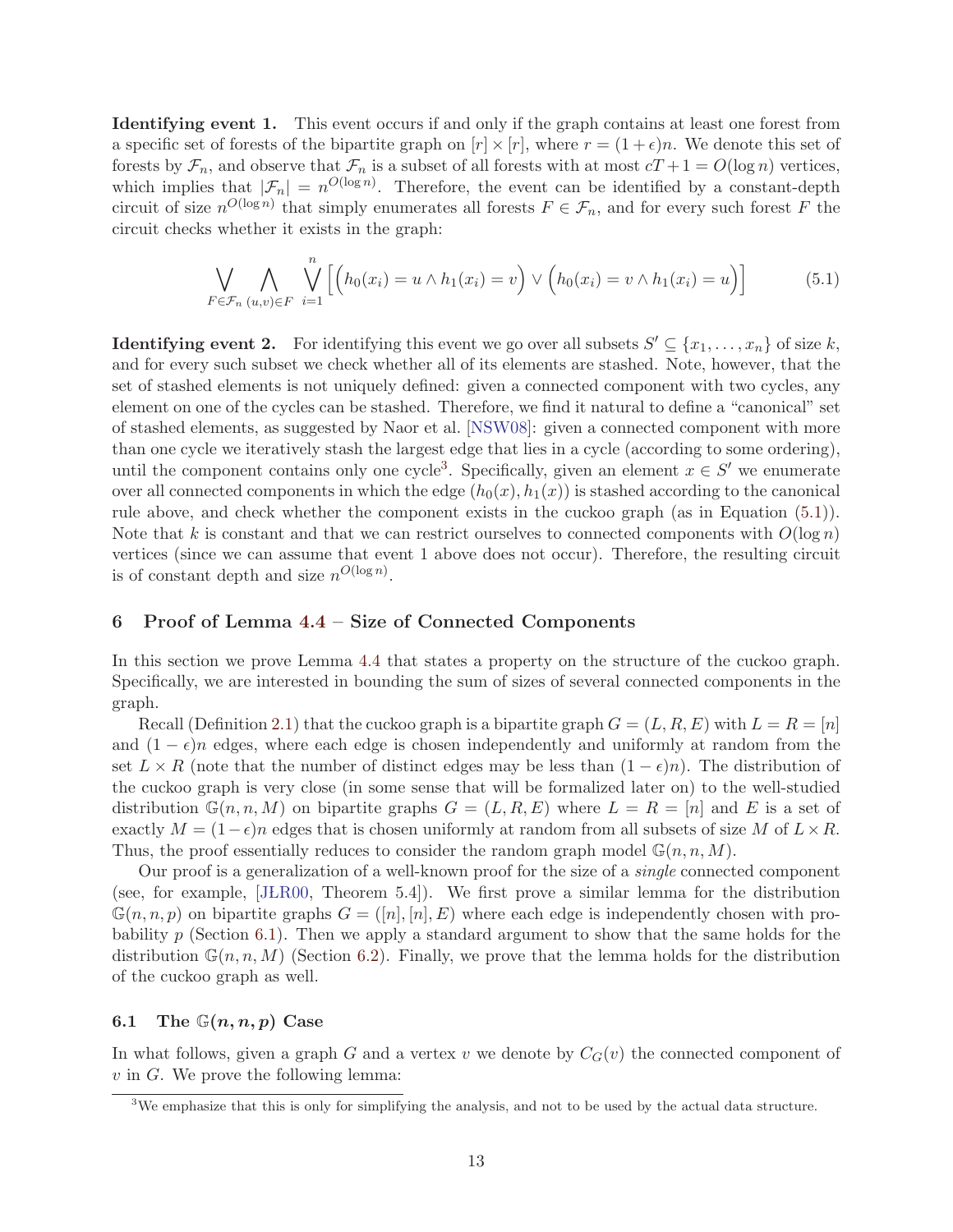**Identifying event 1.** This event occurs if and only if the graph contains at least one forest from a specific set of forests of the bipartite graph on $[r] \times [r]$, where $r = (1+\epsilon)n$. We denote this set of forests by $\mathcal{F}_n$, and observe that $\mathcal{F}_n$ is a subset of all forests with at most $cT + 1 = O(\log n)$ vertices, which implies that $|\mathcal{F}_n| = n^{O(\log n)}$. Therefore, the event can be identified by a constant-depth circuit of size $n^{O(\log n)}$ that simply enumerates all forests $F \in \mathcal{F}_n$, and for every such forest $F$ the circuit checks whether it exists in the graph:

$$\bigvee_{F \in \mathcal{F}_n} \bigwedge_{(u,v) \in F} \bigvee_{i=1}^{n} \left[ \Big( h_0(x_i) = u \wedge h_1(x_i) = v \Big) \vee \Big( h_0(x_i) = v \wedge h_1(x_i) = u \Big) \right] \tag{5.1}$$

**Identifying event 2.** For identifying this event we go over all subsets $S' \subseteq \{x_1, \ldots, x_n\}$ of size $k$, and for every such subset we check whether all of its elements are stashed. Note, however, that the set of stashed elements is not uniquely defined: given a connected component with two cycles, any element on one of the cycles can be stashed. Therefore, we find it natural to define a "canonical" set of stashed elements, as suggested by Naor et al. [NSW08]: given a connected component with more than one cycle we iteratively stash the largest edge that lies in a cycle (according to some ordering), until the component contains only one cycle[3]. Specifically, given an element $x \in S'$ we enumerate over all connected components in which the edge $(h_0(x), h_1(x))$ is stashed according to the canonical rule above, and check whether the component exists in the cuckoo graph (as in Equation (5.1)). Note that $k$ is constant and that we can restrict ourselves to connected components with $O(\log n)$ vertices (since we can assume that event 1 above does not occur). Therefore, the resulting circuit is of constant depth and size $n^{O(\log n)}$.

## 6 Proof of Lemma 4.4 – Size of Connected Components

In this section we prove Lemma 4.4 that states a property on the structure of the cuckoo graph. Specifically, we are interested in bounding the sum of sizes of several connected components in the graph.

Recall (Definition 2.1) that the cuckoo graph is a bipartite graph $G = (L, R, E)$ with $L = R = [n]$ and $(1-\epsilon)n$ edges, where each edge is chosen independently and uniformly at random from the set $L \times R$ (note that the number of distinct edges may be less than $(1-\epsilon)n$). The distribution of the cuckoo graph is very close (in some sense that will be formalized later on) to the well-studied distribution $\mathbb{G}(n, n, M)$ on bipartite graphs $G = (L, R, E)$ where $L = R = [n]$ and $E$ is a set of exactly $M = (1-\epsilon)n$ edges that is chosen uniformly at random from all subsets of size $M$ of $L \times R$. Thus, the proof essentially reduces to consider the random graph model $\mathbb{G}(n, n, M)$.

Our proof is a generalization of a well-known proof for the size of a *single* connected component (see, for example, [JŁR00, Theorem 5.4]). We first prove a similar lemma for the distribution $\mathbb{G}(n, n, p)$ on bipartite graphs $G = ([n], [n], E)$ where each edge is independently chosen with probability $p$ (Section 6.1). Then we apply a standard argument to show that the same holds for the distribution $\mathbb{G}(n, n, M)$ (Section 6.2). Finally, we prove that the lemma holds for the distribution of the cuckoo graph as well.

### 6.1 The $\mathbb{G}(n, n, p)$ Case

In what follows, given a graph $G$ and a vertex $v$ we denote by $C_G(v)$ the connected component of $v$ in $G$. We prove the following lemma:

---

[3] We emphasize that this is only for simplifying the analysis, and not to be used by the actual data structure.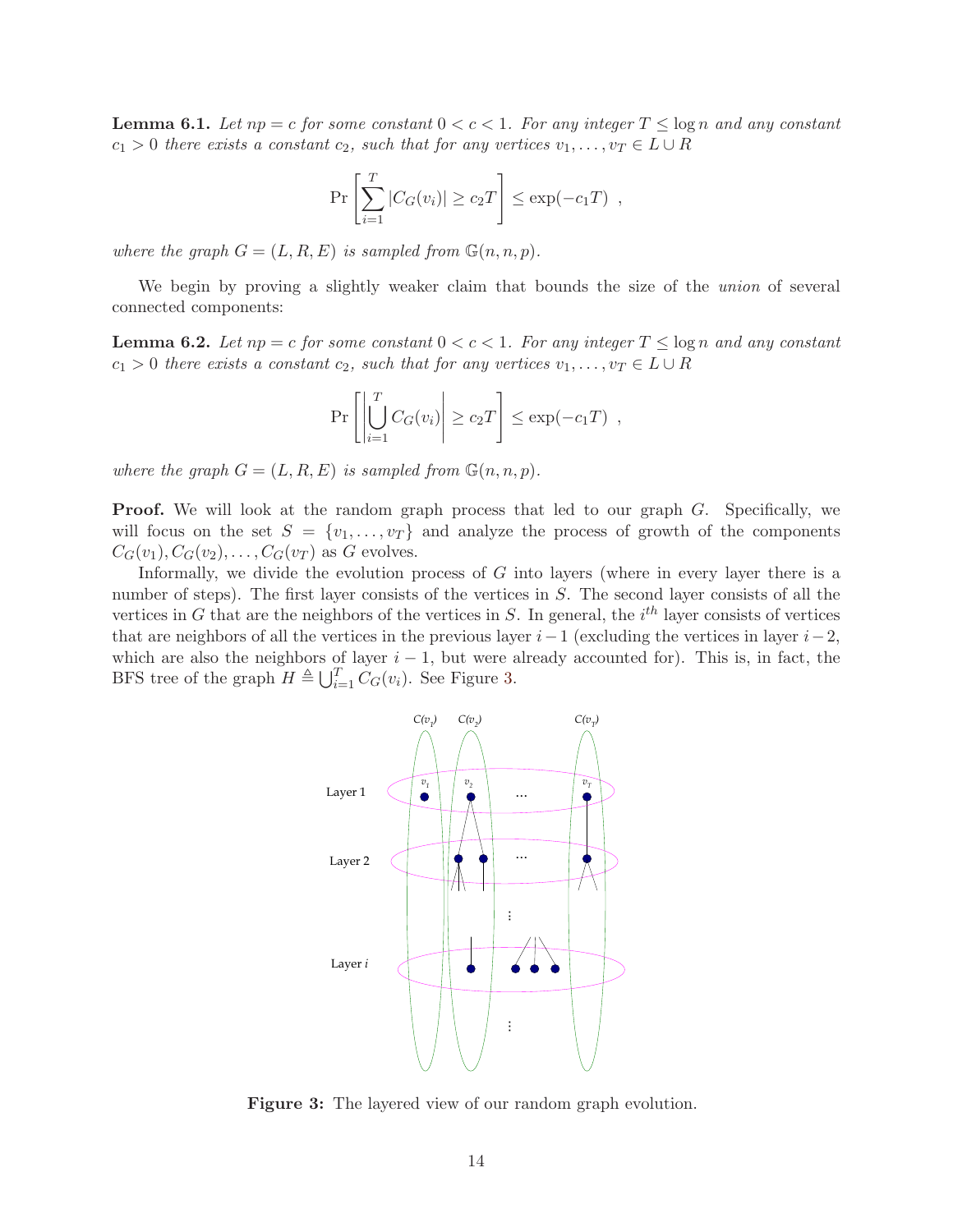**Lemma 6.1.** *Let $np = c$ for some constant $0 < c < 1$. For any integer $T \leq \log n$ and any constant $c_1 > 0$ there exists a constant $c_2$, such that for any vertices $v_1, \ldots, v_T \in L \cup R$*

$$\Pr\left[\sum_{i=1}^{T} |C_G(v_i)| \geq c_2 T\right] \leq \exp(-c_1 T) \enspace ,$$

*where the graph $G = (L, R, E)$ is sampled from $\mathbb{G}(n, n, p)$.*

We begin by proving a slightly weaker claim that bounds the size of the *union* of several connected components:

**Lemma 6.2.** *Let $np = c$ for some constant $0 < c < 1$. For any integer $T \leq \log n$ and any constant $c_1 > 0$ there exists a constant $c_2$, such that for any vertices $v_1, \ldots, v_T \in L \cup R$*

$$\Pr\left[\left|\bigcup_{i=1}^{T} C_G(v_i)\right| \geq c_2 T\right] \leq \exp(-c_1 T) \enspace ,$$

*where the graph $G = (L, R, E)$ is sampled from $\mathbb{G}(n, n, p)$.*

**Proof.** We will look at the random graph process that led to our graph $G$. Specifically, we will focus on the set $S = \{v_1, \ldots, v_T\}$ and analyze the process of growth of the components $C_G(v_1), C_G(v_2), \ldots, C_G(v_T)$ as $G$ evolves.

Informally, we divide the evolution process of $G$ into layers (where in every layer there is a number of steps). The first layer consists of the vertices in $S$. The second layer consists of all the vertices in $G$ that are the neighbors of the vertices in $S$. In general, the $i^{th}$ layer consists of vertices that are neighbors of all the vertices in the previous layer $i - 1$ (excluding the vertices in layer $i - 2$, which are also the neighbors of layer $i - 1$, but were already accounted for). This is, in fact, the BFS tree of the graph $H \triangleq \bigcup_{i=1}^{T} C_G(v_i)$. See Figure 3.

**Figure 3:** The layered view of our random graph evolution.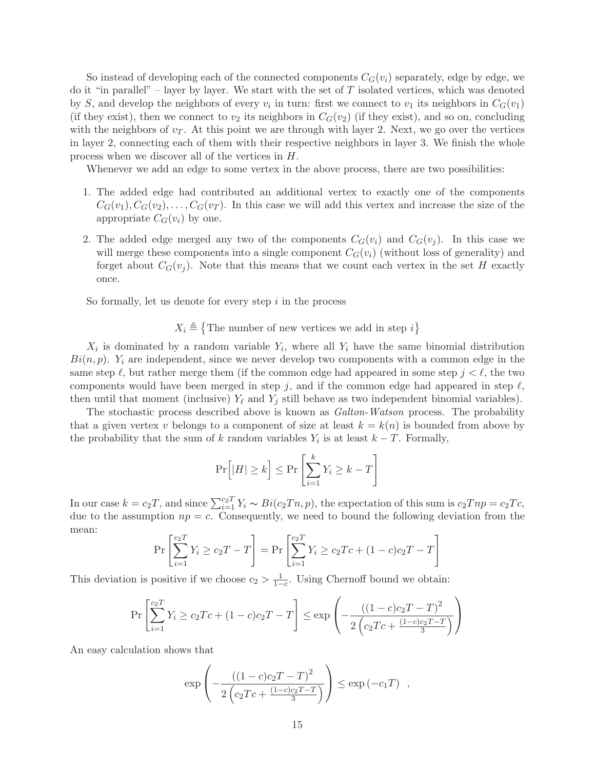So instead of developing each of the connected components $C_G(v_i)$ separately, edge by edge, we do it "in parallel" – layer by layer. We start with the set of $T$ isolated vertices, which was denoted by $S$, and develop the neighbors of every $v_i$ in turn: first we connect to $v_1$ its neighbors in $C_G(v_1)$ (if they exist), then we connect to $v_2$ its neighbors in $C_G(v_2)$ (if they exist), and so on, concluding with the neighbors of $v_T$. At this point we are through with layer 2. Next, we go over the vertices in layer 2, connecting each of them with their respective neighbors in layer 3. We finish the whole process when we discover all of the vertices in $H$.

Whenever we add an edge to some vertex in the above process, there are two possibilities:

1. The added edge had contributed an additional vertex to exactly one of the components $C_G(v_1), C_G(v_2), \ldots, C_G(v_T)$. In this case we will add this vertex and increase the size of the appropriate $C_G(v_i)$ by one.
2. The added edge merged any two of the components $C_G(v_i)$ and $C_G(v_j)$. In this case we will merge these components into a single component $C_G(v_i)$ (without loss of generality) and forget about $C_G(v_j)$. Note that this means that we count each vertex in the set $H$ exactly once.

So formally, let us denote for every step $i$ in the process

$$X_i \triangleq \{\text{The number of new vertices we add in step } i\}$$

$X_i$ is dominated by a random variable $Y_i$, where all $Y_i$ have the same binomial distribution $Bi(n, p)$. $Y_i$ are independent, since we never develop two components with a common edge in the same step $\ell$, but rather merge them (if the common edge had appeared in some step $j < \ell$, the two components would have been merged in step $j$, and if the common edge had appeared in step $\ell$, then until that moment (inclusive) $Y_\ell$ and $Y_j$ still behave as two independent binomial variables).

The stochastic process described above is known as *Galton-Watson* process. The probability that a given vertex $v$ belongs to a component of size at least $k = k(n)$ is bounded from above by the probability that the sum of $k$ random variables $Y_i$ is at least $k - T$. Formally,

$$\Pr\Big[|H| \geq k\Big] \leq \Pr\left[\sum_{i=1}^{k} Y_i \geq k - T\right]$$

In our case $k = c_2 T$, and since $\sum_{i=1}^{c_2 T} Y_i \sim Bi(c_2 T n, p)$, the expectation of this sum is $c_2 T np = c_2 T c$, due to the assumption $np = c$. Consequently, we need to bound the following deviation from the mean:

$$\Pr\left[\sum_{i=1}^{c_2 T} Y_i \geq c_2 T - T\right] = \Pr\left[\sum_{i=1}^{c_2 T} Y_i \geq c_2 T c + (1-c)c_2 T - T\right]$$

This deviation is positive if we choose $c_2 > \frac{1}{1-c}$. Using Chernoff bound we obtain:

$$\Pr\left[\sum_{i=1}^{c_2 T} Y_i \geq c_2 T c + (1-c)c_2 T - T\right] \leq \exp\left(-\frac{\left((1-c)c_2 T - T\right)^2}{2\left(c_2 T c + \frac{(1-c)c_2 T - T}{3}\right)}\right)$$

An easy calculation shows that

$$\exp\left(-\frac{\left((1-c)c_2 T - T\right)^2}{2\left(c_2 T c + \frac{(1-c)c_2 T - T}{3}\right)}\right) \leq \exp\left(-c_1 T\right) \quad ,$$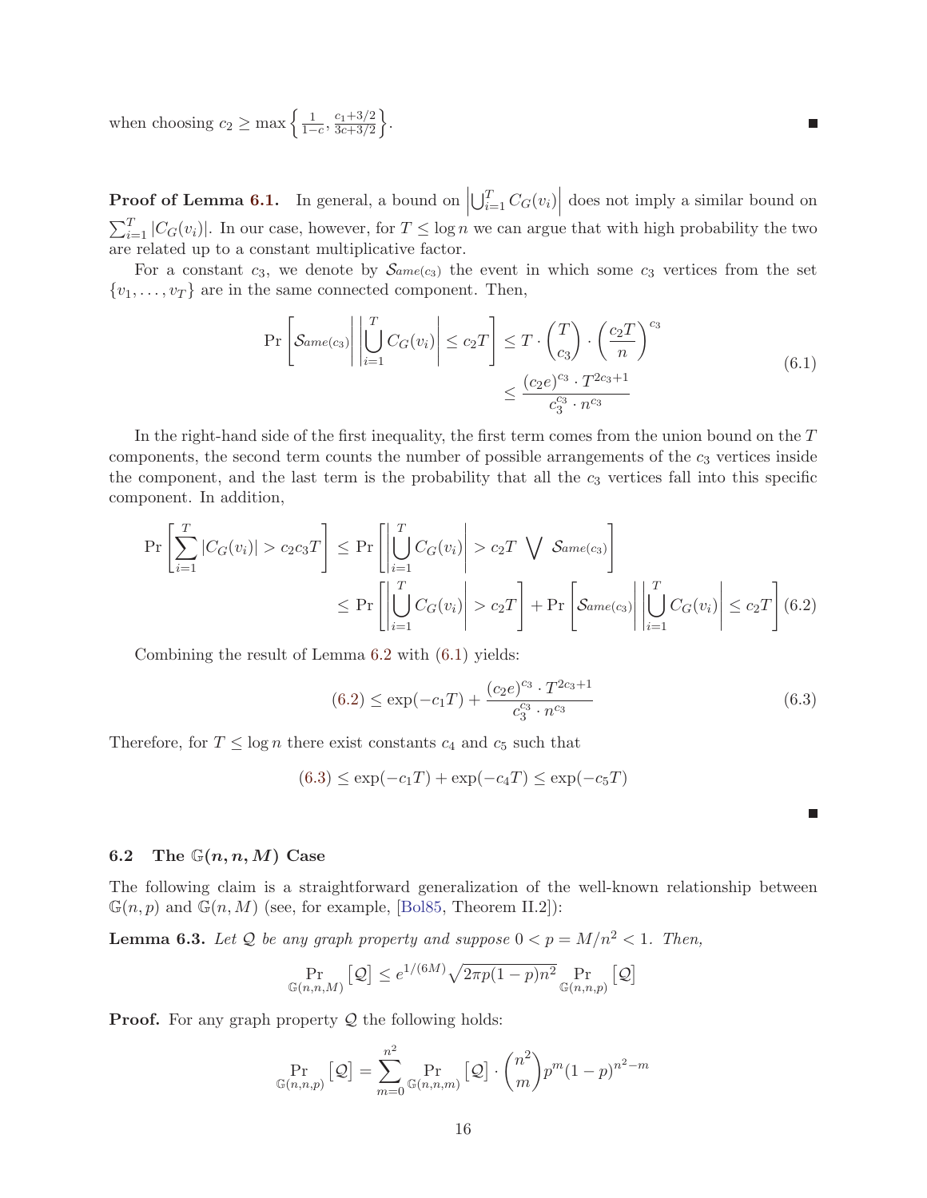when choosing $c_2 \geq \max\left\{\frac{1}{1-c}, \frac{c_1+3/2}{3c+3/2}\right\}$. ∎

**Proof of Lemma 6.1.** In general, a bound on $\left|\bigcup_{i=1}^{T} C_G(v_i)\right|$ does not imply a similar bound on $\sum_{i=1}^{T} |C_G(v_i)|$. In our case, however, for $T \leq \log n$ we can argue that with high probability the two are related up to a constant multiplicative factor.

For a constant $c_3$, we denote by $\mathcal{S}_{ame(c_3)}$ the event in which some $c_3$ vertices from the set $\{v_1, \ldots, v_T\}$ are in the same connected component. Then,

$$\Pr\left[\mathcal{S}_{ame(c_3)} \middle| \left|\bigcup_{i=1}^{T} C_G(v_i)\right| \leq c_2 T\right] \leq T \cdot \binom{T}{c_3} \cdot \left(\frac{c_2 T}{n}\right)^{c_3} \leq \frac{(c_2 e)^{c_3} \cdot T^{2c_3+1}}{c_3^{c_3} \cdot n^{c_3}} \tag{6.1}$$

In the right-hand side of the first inequality, the first term comes from the union bound on the $T$ components, the second term counts the number of possible arrangements of the $c_3$ vertices inside the component, and the last term is the probability that all the $c_3$ vertices fall into this specific component. In addition,

$$\Pr\left[\sum_{i=1}^{T} |C_G(v_i)| > c_2 c_3 T\right] \leq \Pr\left[\left|\bigcup_{i=1}^{T} C_G(v_i)\right| > c_2 T \bigvee \mathcal{S}_{ame(c_3)}\right] \leq \Pr\left[\left|\bigcup_{i=1}^{T} C_G(v_i)\right| > c_2 T\right] + \Pr\left[\mathcal{S}_{ame(c_3)} \middle| \left|\bigcup_{i=1}^{T} C_G(v_i)\right| \leq c_2 T\right] \tag{6.2}$$

Combining the result of Lemma 6.2 with (6.1) yields:

$$(6.2) \leq \exp(-c_1 T) + \frac{(c_2 e)^{c_3} \cdot T^{2c_3+1}}{c_3^{c_3} \cdot n^{c_3}} \tag{6.3}$$

Therefore, for $T \leq \log n$ there exist constants $c_4$ and $c_5$ such that

$$(6.3) \leq \exp(-c_1 T) + \exp(-c_4 T) \leq \exp(-c_5 T)$$

∎

## 6.2 The $\mathbb{G}(n, n, M)$ Case

The following claim is a straightforward generalization of the well-known relationship between $\mathbb{G}(n, p)$ and $\mathbb{G}(n, M)$ (see, for example, [Bol85, Theorem II.2]):

**Lemma 6.3.** *Let $\mathcal{Q}$ be any graph property and suppose $0 < p = M/n^2 < 1$. Then,*

$$\Pr_{\mathbb{G}(n,n,M)}\left[\mathcal{Q}\right] \leq e^{1/(6M)} \sqrt{2\pi p(1-p)n^2} \Pr_{\mathbb{G}(n,n,p)}\left[\mathcal{Q}\right]$$

**Proof.** For any graph property $\mathcal{Q}$ the following holds:

$$\Pr_{\mathbb{G}(n,n,p)}\left[\mathcal{Q}\right] = \sum_{m=0}^{n^2} \Pr_{\mathbb{G}(n,n,m)}\left[\mathcal{Q}\right] \cdot \binom{n^2}{m} p^m (1-p)^{n^2-m}$$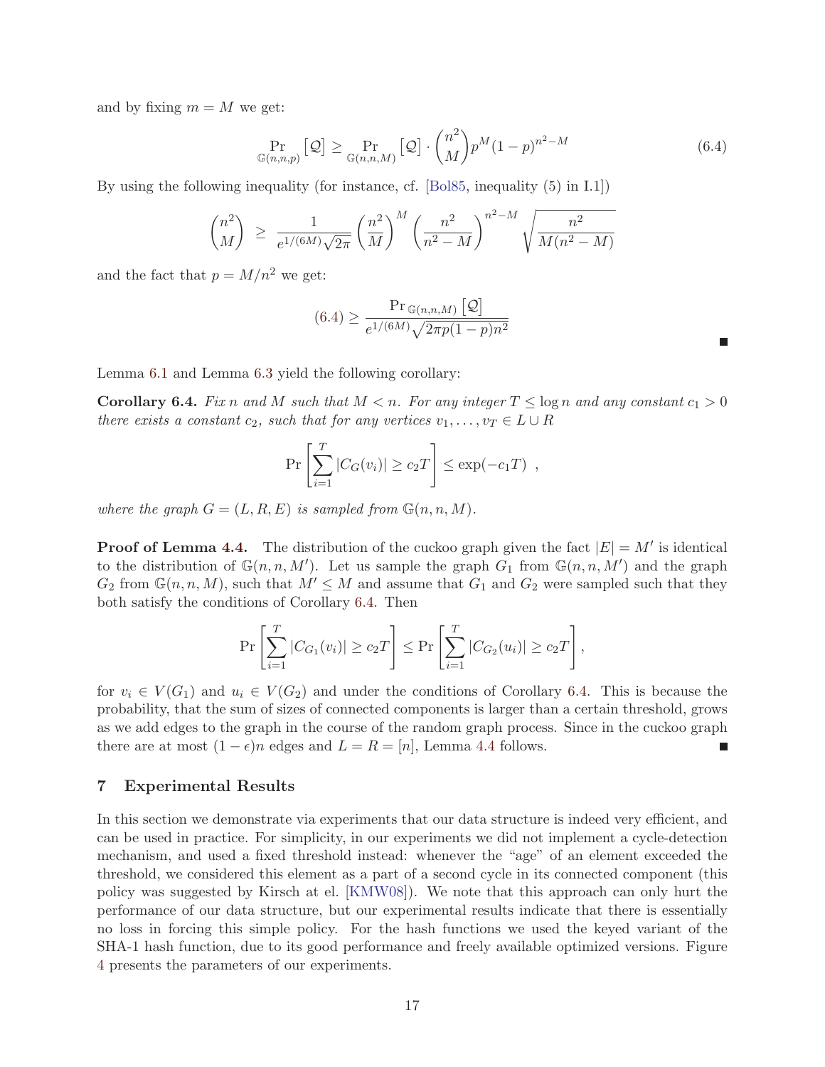and by fixing $m = M$ we get:

$$\Pr_{\mathbb{G}(n,n,p)}\left[\mathcal{Q}\right] \geq \Pr_{\mathbb{G}(n,n,M)}\left[\mathcal{Q}\right] \cdot \binom{n^2}{M} p^M (1-p)^{n^2-M} \tag{6.4}$$

By using the following inequality (for instance, cf. [Bol85, inequality (5) in I.1])

$$\binom{n^2}{M} \;\geq\; \frac{1}{e^{1/(6M)}\sqrt{2\pi}} \left(\frac{n^2}{M}\right)^M \left(\frac{n^2}{n^2-M}\right)^{n^2-M} \sqrt{\frac{n^2}{M(n^2-M)}}$$

and the fact that $p = M/n^2$ we get:

$$(6.4) \geq \frac{\Pr_{\mathbb{G}(n,n,M)}\left[\mathcal{Q}\right]}{e^{1/(6M)}\sqrt{2\pi p(1-p)n^2}}$$

■

Lemma 6.1 and Lemma 6.3 yield the following corollary:

**Corollary 6.4.** *Fix $n$ and $M$ such that $M < n$. For any integer $T \leq \log n$ and any constant $c_1 > 0$ there exists a constant $c_2$, such that for any vertices $v_1, \ldots, v_T \in L \cup R$*

$$\Pr\left[\sum_{i=1}^{T} |C_G(v_i)| \geq c_2 T\right] \leq \exp(-c_1 T) \ ,$$

*where the graph $G = (L, R, E)$ is sampled from $\mathbb{G}(n, n, M)$.*

**Proof of Lemma 4.4.** The distribution of the cuckoo graph given the fact $|E| = M'$ is identical to the distribution of $\mathbb{G}(n, n, M')$. Let us sample the graph $G_1$ from $\mathbb{G}(n, n, M')$ and the graph $G_2$ from $\mathbb{G}(n, n, M)$, such that $M' \leq M$ and assume that $G_1$ and $G_2$ were sampled such that they both satisfy the conditions of Corollary 6.4. Then

$$\Pr\left[\sum_{i=1}^{T} |C_{G_1}(v_i)| \geq c_2 T\right] \leq \Pr\left[\sum_{i=1}^{T} |C_{G_2}(u_i)| \geq c_2 T\right],$$

for $v_i \in V(G_1)$ and $u_i \in V(G_2)$ and under the conditions of Corollary 6.4. This is because the probability, that the sum of sizes of connected components is larger than a certain threshold, grows as we add edges to the graph in the course of the random graph process. Since in the cuckoo graph there are at most $(1-\epsilon)n$ edges and $L = R = [n]$, Lemma 4.4 follows. ■

## 7 Experimental Results

In this section we demonstrate via experiments that our data structure is indeed very efficient, and can be used in practice. For simplicity, in our experiments we did not implement a cycle-detection mechanism, and used a fixed threshold instead: whenever the "age" of an element exceeded the threshold, we considered this element as a part of a second cycle in its connected component (this policy was suggested by Kirsch at el. [KMW08]). We note that this approach can only hurt the performance of our data structure, but our experimental results indicate that there is essentially no loss in forcing this simple policy. For the hash functions we used the keyed variant of the SHA-1 hash function, due to its good performance and freely available optimized versions. Figure 4 presents the parameters of our experiments.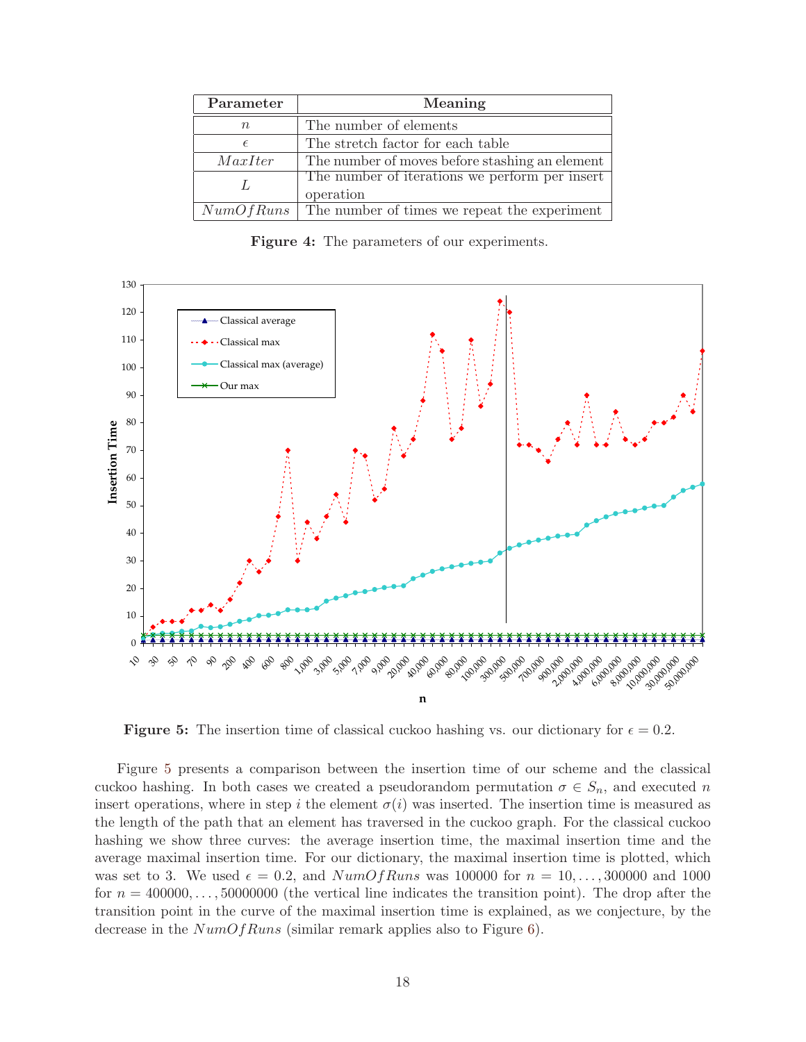| Parameter | Meaning |
| --- | --- |
| $n$ | The number of elements |
| $\epsilon$ | The stretch factor for each table |
| $MaxIter$ | The number of moves before stashing an element |
| $L$ | The number of iterations we perform per insert operation |
| $NumOfRuns$ | The number of times we repeat the experiment |

**Figure 4:** The parameters of our experiments.

**Figure 5:** The insertion time of classical cuckoo hashing vs. our dictionary for $\epsilon = 0.2$.

Figure 5 presents a comparison between the insertion time of our scheme and the classical cuckoo hashing. In both cases we created a pseudorandom permutation $\sigma \in S_n$, and executed $n$ insert operations, where in step $i$ the element $\sigma(i)$ was inserted. The insertion time is measured as the length of the path that an element has traversed in the cuckoo graph. For the classical cuckoo hashing we show three curves: the average insertion time, the maximal insertion time and the average maximal insertion time. For our dictionary, the maximal insertion time is plotted, which was set to 3. We used $\epsilon = 0.2$, and $NumOfRuns$ was 100000 for $n = 10, \ldots, 300000$ and 1000 for $n = 400000, \ldots, 50000000$ (the vertical line indicates the transition point). The drop after the transition point in the curve of the maximal insertion time is explained, as we conjecture, by the decrease in the $NumOfRuns$ (similar remark applies also to Figure 6).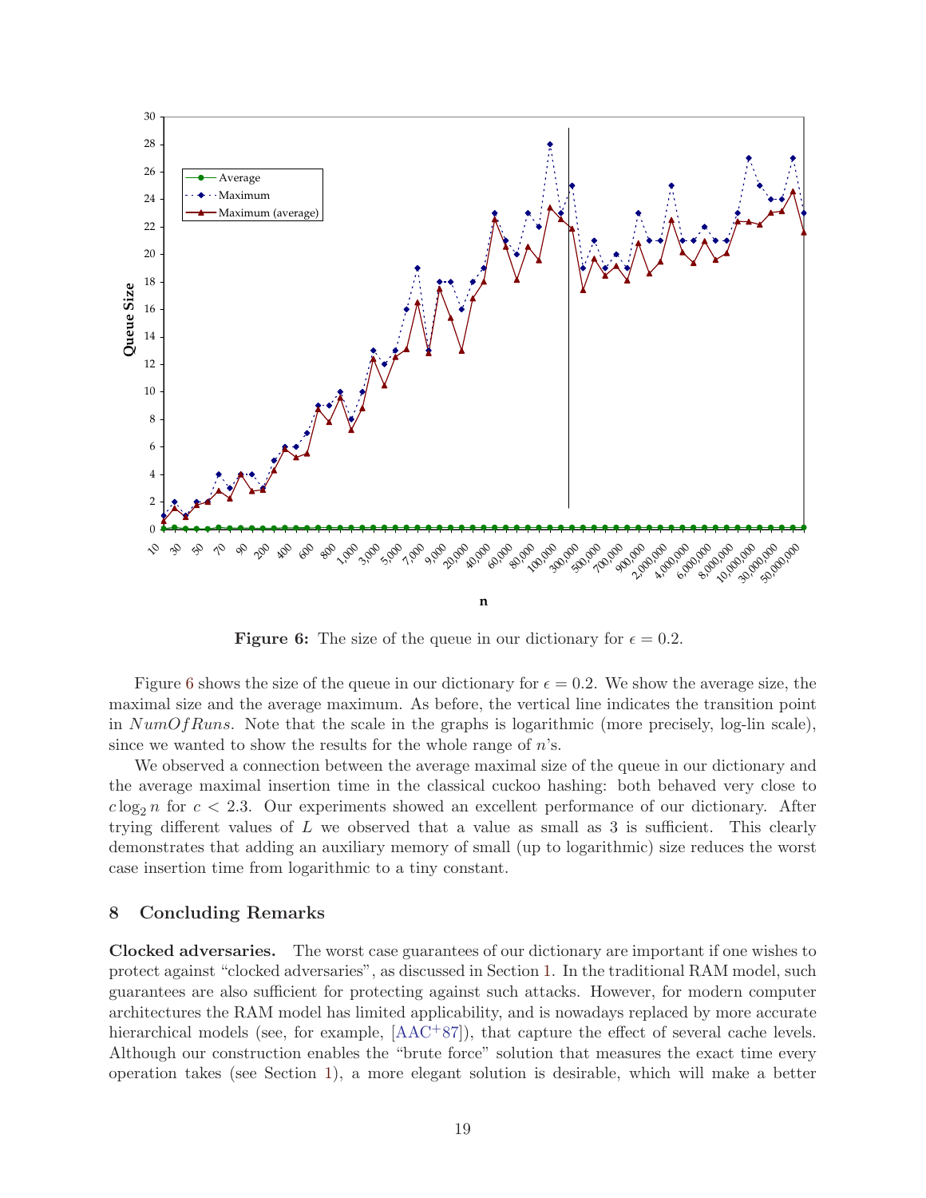**Figure 6:** The size of the queue in our dictionary for $\epsilon = 0.2$.

Figure 6 shows the size of the queue in our dictionary for $\epsilon = 0.2$. We show the average size, the maximal size and the average maximum. As before, the vertical line indicates the transition point in $NumOfRuns$. Note that the scale in the graphs is logarithmic (more precisely, log-lin scale), since we wanted to show the results for the whole range of $n$'s.

We observed a connection between the average maximal size of the queue in our dictionary and the average maximal insertion time in the classical cuckoo hashing: both behaved very close to $c \log_2 n$ for $c < 2.3$. Our experiments showed an excellent performance of our dictionary. After trying different values of $L$ we observed that a value as small as 3 is sufficient. This clearly demonstrates that adding an auxiliary memory of small (up to logarithmic) size reduces the worst case insertion time from logarithmic to a tiny constant.

## 8 Concluding Remarks

**Clocked adversaries.** The worst case guarantees of our dictionary are important if one wishes to protect against "clocked adversaries", as discussed in Section 1. In the traditional RAM model, such guarantees are also sufficient for protecting against such attacks. However, for modern computer architectures the RAM model has limited applicability, and is nowadays replaced by more accurate hierarchical models (see, for example, [AAC+87]), that capture the effect of several cache levels. Although our construction enables the "brute force" solution that measures the exact time every operation takes (see Section 1), a more elegant solution is desirable, which will make a better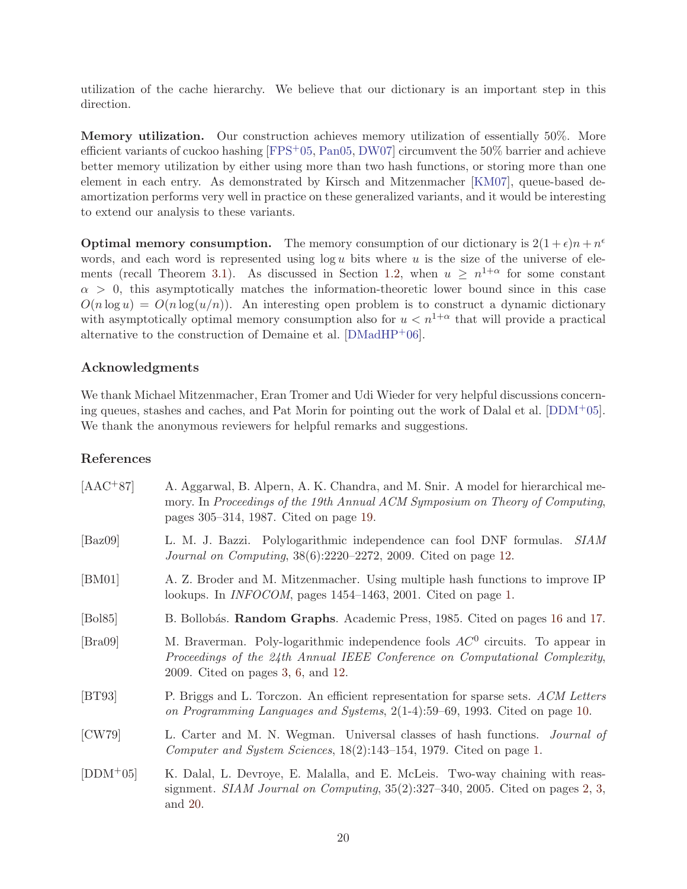utilization of the cache hierarchy. We believe that our dictionary is an important step in this direction.

**Memory utilization.** Our construction achieves memory utilization of essentially 50%. More efficient variants of cuckoo hashing [FPS+05, Pan05, DW07] circumvent the 50% barrier and achieve better memory utilization by either using more than two hash functions, or storing more than one element in each entry. As demonstrated by Kirsch and Mitzenmacher [KM07], queue-based de-amortization performs very well in practice on these generalized variants, and it would be interesting to extend our analysis to these variants.

**Optimal memory consumption.** The memory consumption of our dictionary is $2(1+\epsilon)n + n^\epsilon$ words, and each word is represented using $\log u$ bits where $u$ is the size of the universe of elements (recall Theorem 3.1). As discussed in Section 1.2, when $u \geq n^{1+\alpha}$ for some constant $\alpha > 0$, this asymptotically matches the information-theoretic lower bound since in this case $O(n \log u) = O(n \log(u/n))$. An interesting open problem is to construct a dynamic dictionary with asymptotically optimal memory consumption also for $u < n^{1+\alpha}$ that will provide a practical alternative to the construction of Demaine et al. [DMadHP+06].

## Acknowledgments

We thank Michael Mitzenmacher, Eran Tromer and Udi Wieder for very helpful discussions concerning queues, stashes and caches, and Pat Morin for pointing out the work of Dalal et al. [DDM+05]. We thank the anonymous reviewers for helpful remarks and suggestions.

## References

[AAC+87] A. Aggarwal, B. Alpern, A. K. Chandra, and M. Snir. A model for hierarchical memory. In *Proceedings of the 19th Annual ACM Symposium on Theory of Computing*, pages 305–314, 1987. Cited on page 19.

[Baz09] L. M. J. Bazzi. Polylogarithmic independence can fool DNF formulas. *SIAM Journal on Computing*, 38(6):2220–2272, 2009. Cited on page 12.

[BM01] A. Z. Broder and M. Mitzenmacher. Using multiple hash functions to improve IP lookups. In *INFOCOM*, pages 1454–1463, 2001. Cited on page 1.

[Bol85] B. Bollobás. **Random Graphs**. Academic Press, 1985. Cited on pages 16 and 17.

[Bra09] M. Braverman. Poly-logarithmic independence fools $AC^0$ circuits. To appear in *Proceedings of the 24th Annual IEEE Conference on Computational Complexity*, 2009. Cited on pages 3, 6, and 12.

[BT93] P. Briggs and L. Torczon. An efficient representation for sparse sets. *ACM Letters on Programming Languages and Systems*, 2(1-4):59–69, 1993. Cited on page 10.

[CW79] L. Carter and M. N. Wegman. Universal classes of hash functions. *Journal of Computer and System Sciences*, 18(2):143–154, 1979. Cited on page 1.

[DDM+05] K. Dalal, L. Devroye, E. Malalla, and E. McLeis. Two-way chaining with reassignment. *SIAM Journal on Computing*, 35(2):327–340, 2005. Cited on pages 2, 3, and 20.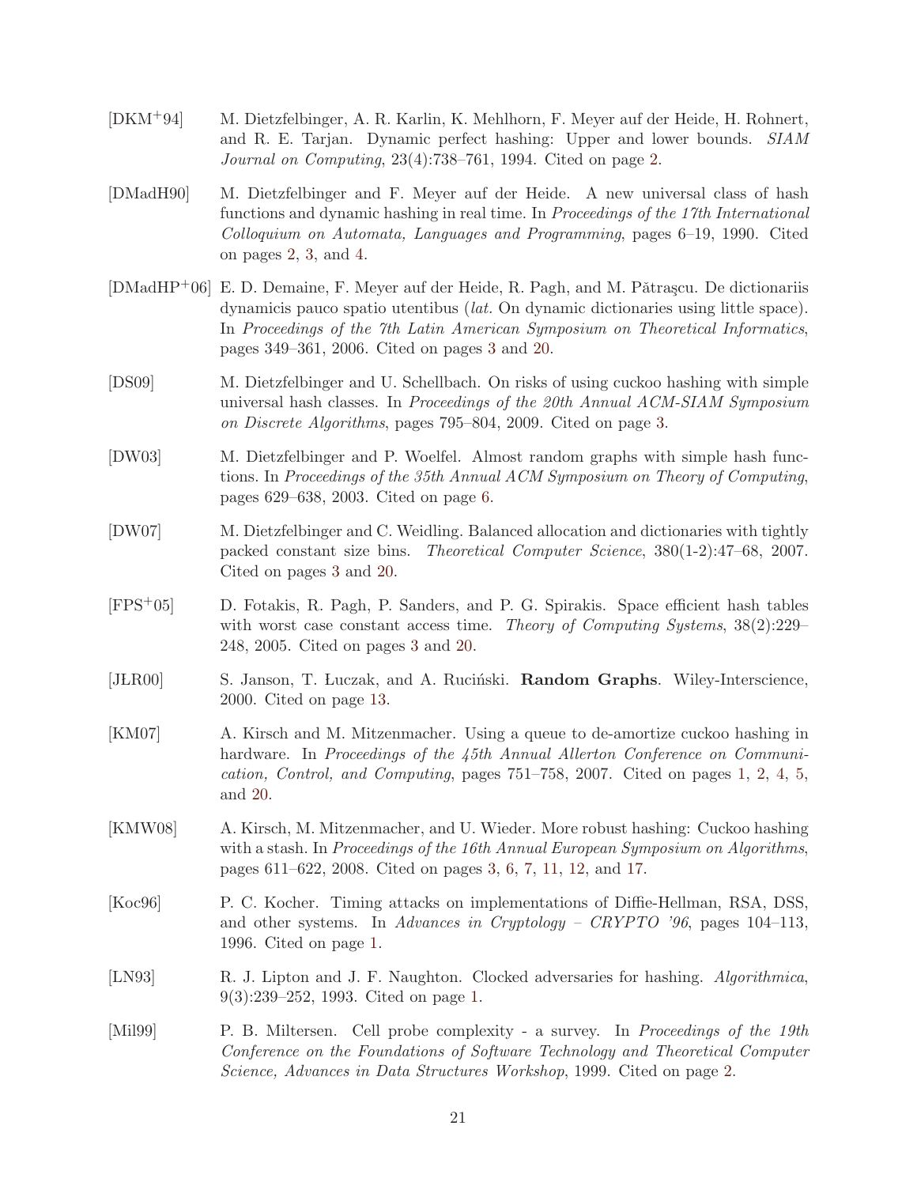[DKM+94] M. Dietzfelbinger, A. R. Karlin, K. Mehlhorn, F. Meyer auf der Heide, H. Rohnert, and R. E. Tarjan. Dynamic perfect hashing: Upper and lower bounds. *SIAM Journal on Computing*, 23(4):738–761, 1994. Cited on page 2.

[DMadH90] M. Dietzfelbinger and F. Meyer auf der Heide. A new universal class of hash functions and dynamic hashing in real time. In *Proceedings of the 17th International Colloquium on Automata, Languages and Programming*, pages 6–19, 1990. Cited on pages 2, 3, and 4.

[DMadHP+06] E. D. Demaine, F. Meyer auf der Heide, R. Pagh, and M. Pătraşcu. De dictionariis dynamicis pauco spatio utentibus (*lat.* On dynamic dictionaries using little space). In *Proceedings of the 7th Latin American Symposium on Theoretical Informatics*, pages 349–361, 2006. Cited on pages 3 and 20.

[DS09] M. Dietzfelbinger and U. Schellbach. On risks of using cuckoo hashing with simple universal hash classes. In *Proceedings of the 20th Annual ACM-SIAM Symposium on Discrete Algorithms*, pages 795–804, 2009. Cited on page 3.

[DW03] M. Dietzfelbinger and P. Woelfel. Almost random graphs with simple hash functions. In *Proceedings of the 35th Annual ACM Symposium on Theory of Computing*, pages 629–638, 2003. Cited on page 6.

[DW07] M. Dietzfelbinger and C. Weidling. Balanced allocation and dictionaries with tightly packed constant size bins. *Theoretical Computer Science*, 380(1-2):47–68, 2007. Cited on pages 3 and 20.

[FPS+05] D. Fotakis, R. Pagh, P. Sanders, and P. G. Spirakis. Space efficient hash tables with worst case constant access time. *Theory of Computing Systems*, 38(2):229–248, 2005. Cited on pages 3 and 20.

[JŁR00] S. Janson, T. Łuczak, and A. Ruciński. **Random Graphs**. Wiley-Interscience, 2000. Cited on page 13.

[KM07] A. Kirsch and M. Mitzenmacher. Using a queue to de-amortize cuckoo hashing in hardware. In *Proceedings of the 45th Annual Allerton Conference on Communication, Control, and Computing*, pages 751–758, 2007. Cited on pages 1, 2, 4, 5, and 20.

[KMW08] A. Kirsch, M. Mitzenmacher, and U. Wieder. More robust hashing: Cuckoo hashing with a stash. In *Proceedings of the 16th Annual European Symposium on Algorithms*, pages 611–622, 2008. Cited on pages 3, 6, 7, 11, 12, and 17.

[Koc96] P. C. Kocher. Timing attacks on implementations of Diffie-Hellman, RSA, DSS, and other systems. In *Advances in Cryptology – CRYPTO '96*, pages 104–113, 1996. Cited on page 1.

[LN93] R. J. Lipton and J. F. Naughton. Clocked adversaries for hashing. *Algorithmica*, 9(3):239–252, 1993. Cited on page 1.

[Mil99] P. B. Miltersen. Cell probe complexity - a survey. In *Proceedings of the 19th Conference on the Foundations of Software Technology and Theoretical Computer Science, Advances in Data Structures Workshop*, 1999. Cited on page 2.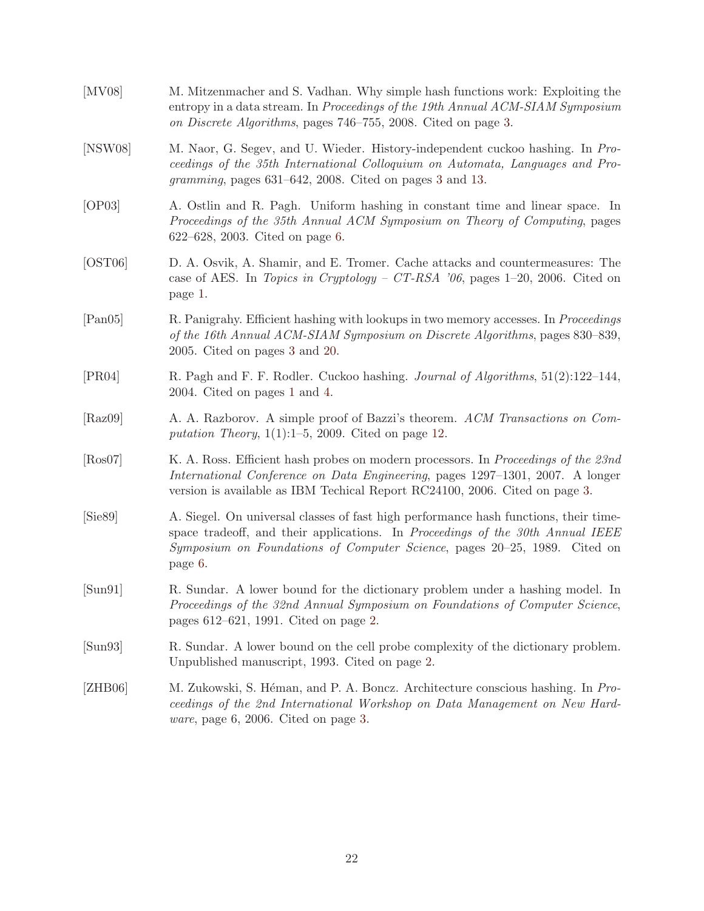[MV08] M. Mitzenmacher and S. Vadhan. Why simple hash functions work: Exploiting the entropy in a data stream. In *Proceedings of the 19th Annual ACM-SIAM Symposium on Discrete Algorithms*, pages 746–755, 2008. Cited on page 3.

[NSW08] M. Naor, G. Segev, and U. Wieder. History-independent cuckoo hashing. In *Proceedings of the 35th International Colloquium on Automata, Languages and Programming*, pages 631–642, 2008. Cited on pages 3 and 13.

[OP03] A. Ostlin and R. Pagh. Uniform hashing in constant time and linear space. In *Proceedings of the 35th Annual ACM Symposium on Theory of Computing*, pages 622–628, 2003. Cited on page 6.

[OST06] D. A. Osvik, A. Shamir, and E. Tromer. Cache attacks and countermeasures: The case of AES. In *Topics in Cryptology – CT-RSA '06*, pages 1–20, 2006. Cited on page 1.

[Pan05] R. Panigrahy. Efficient hashing with lookups in two memory accesses. In *Proceedings of the 16th Annual ACM-SIAM Symposium on Discrete Algorithms*, pages 830–839, 2005. Cited on pages 3 and 20.

[PR04] R. Pagh and F. F. Rodler. Cuckoo hashing. *Journal of Algorithms*, 51(2):122–144, 2004. Cited on pages 1 and 4.

[Raz09] A. A. Razborov. A simple proof of Bazzi's theorem. *ACM Transactions on Computation Theory*, 1(1):1–5, 2009. Cited on page 12.

[Ros07] K. A. Ross. Efficient hash probes on modern processors. In *Proceedings of the 23nd International Conference on Data Engineering*, pages 1297–1301, 2007. A longer version is available as IBM Techical Report RC24100, 2006. Cited on page 3.

[Sie89] A. Siegel. On universal classes of fast high performance hash functions, their time-space tradeoff, and their applications. In *Proceedings of the 30th Annual IEEE Symposium on Foundations of Computer Science*, pages 20–25, 1989. Cited on page 6.

[Sun91] R. Sundar. A lower bound for the dictionary problem under a hashing model. In *Proceedings of the 32nd Annual Symposium on Foundations of Computer Science*, pages 612–621, 1991. Cited on page 2.

[Sun93] R. Sundar. A lower bound on the cell probe complexity of the dictionary problem. Unpublished manuscript, 1993. Cited on page 2.

[ZHB06] M. Zukowski, S. Héman, and P. A. Boncz. Architecture conscious hashing. In *Proceedings of the 2nd International Workshop on Data Management on New Hardware*, page 6, 2006. Cited on page 3.